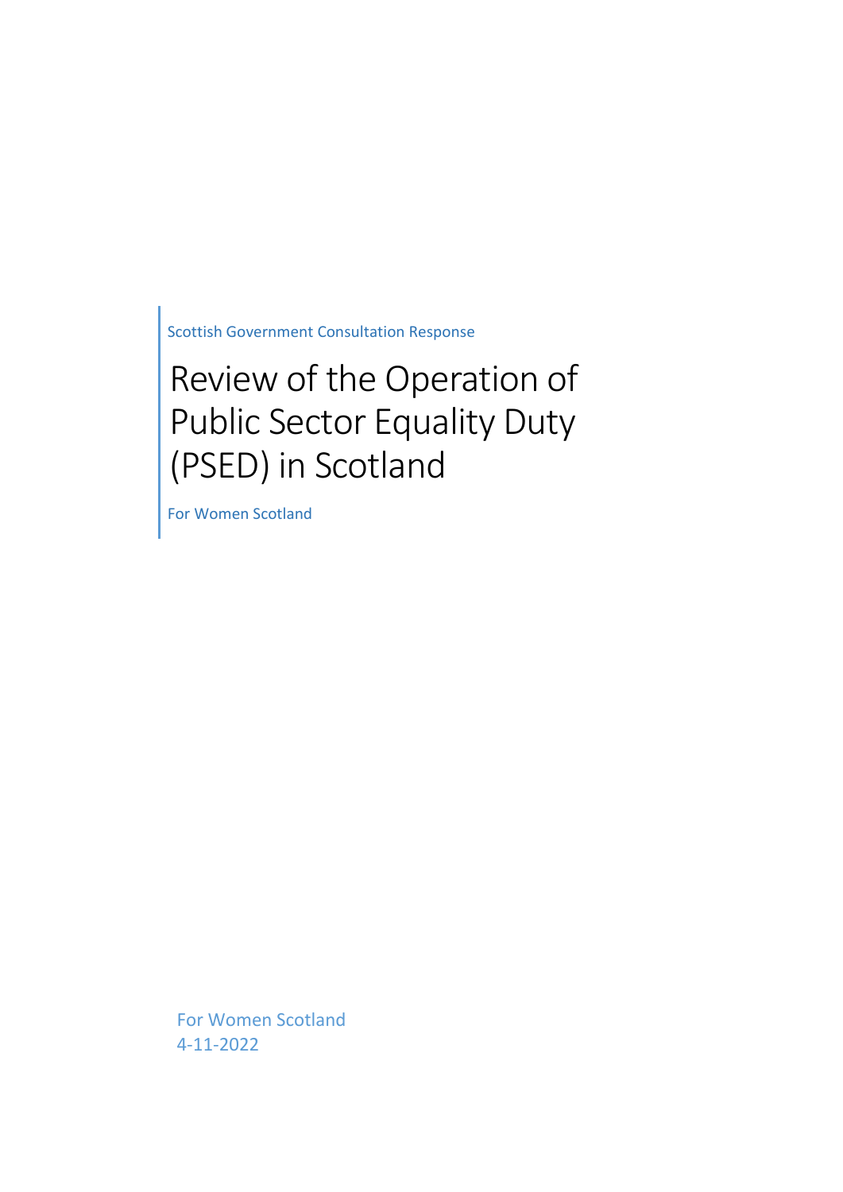Scottish Government Consultation Response

# Review of the Operation of Public Sector Equality Duty (PSED) in Scotland

For Women Scotland

For Women Scotland
4-11-2022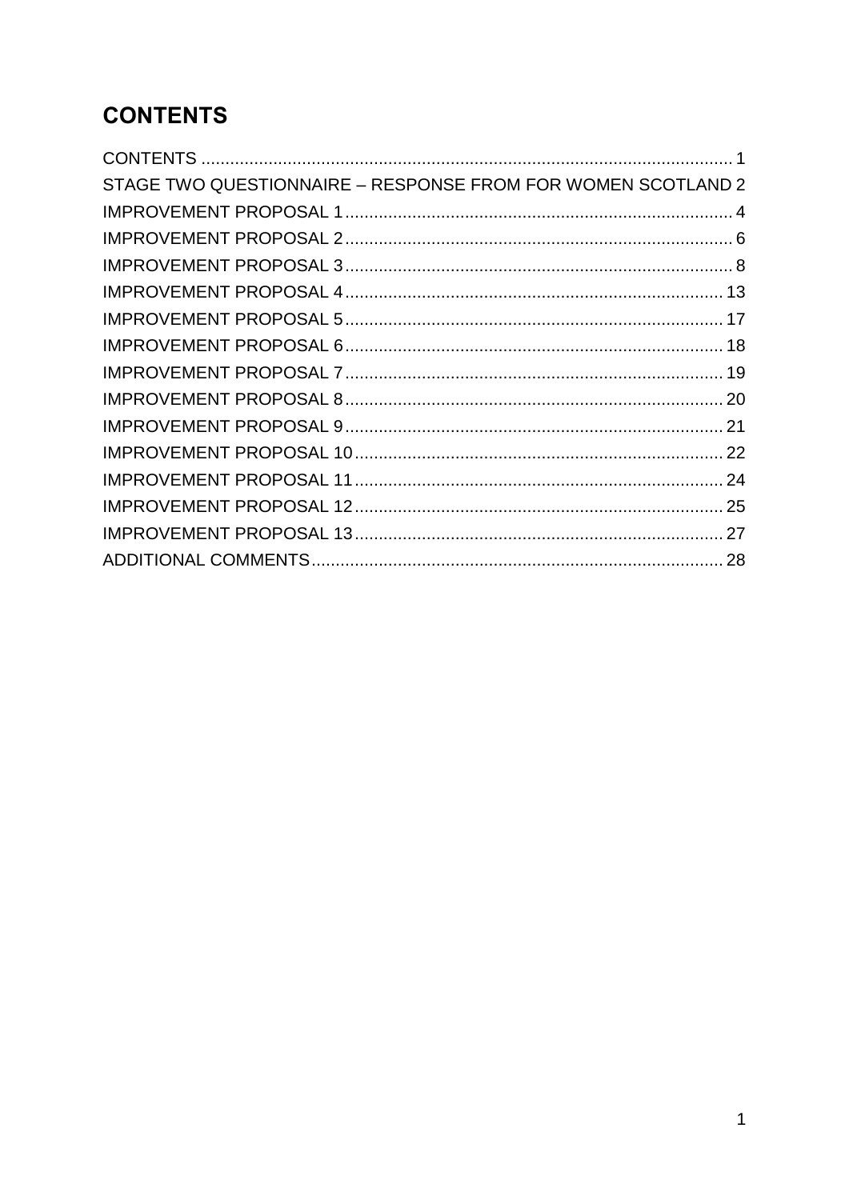# CONTENTS

CONTENTS ........................................................................................................ 1
STAGE TWO QUESTIONNAIRE – RESPONSE FROM FOR WOMEN SCOTLAND 2
IMPROVEMENT PROPOSAL 1 ................................................................................ 4
IMPROVEMENT PROPOSAL 2 ................................................................................ 6
IMPROVEMENT PROPOSAL 3 ................................................................................ 8
IMPROVEMENT PROPOSAL 4 .............................................................................. 13
IMPROVEMENT PROPOSAL 5 .............................................................................. 17
IMPROVEMENT PROPOSAL 6 .............................................................................. 18
IMPROVEMENT PROPOSAL 7 .............................................................................. 19
IMPROVEMENT PROPOSAL 8 .............................................................................. 20
IMPROVEMENT PROPOSAL 9 .............................................................................. 21
IMPROVEMENT PROPOSAL 10 ............................................................................ 22
IMPROVEMENT PROPOSAL 11 ............................................................................ 24
IMPROVEMENT PROPOSAL 12 ............................................................................ 25
IMPROVEMENT PROPOSAL 13 ............................................................................ 27
ADDITIONAL COMMENTS ..................................................................................... 28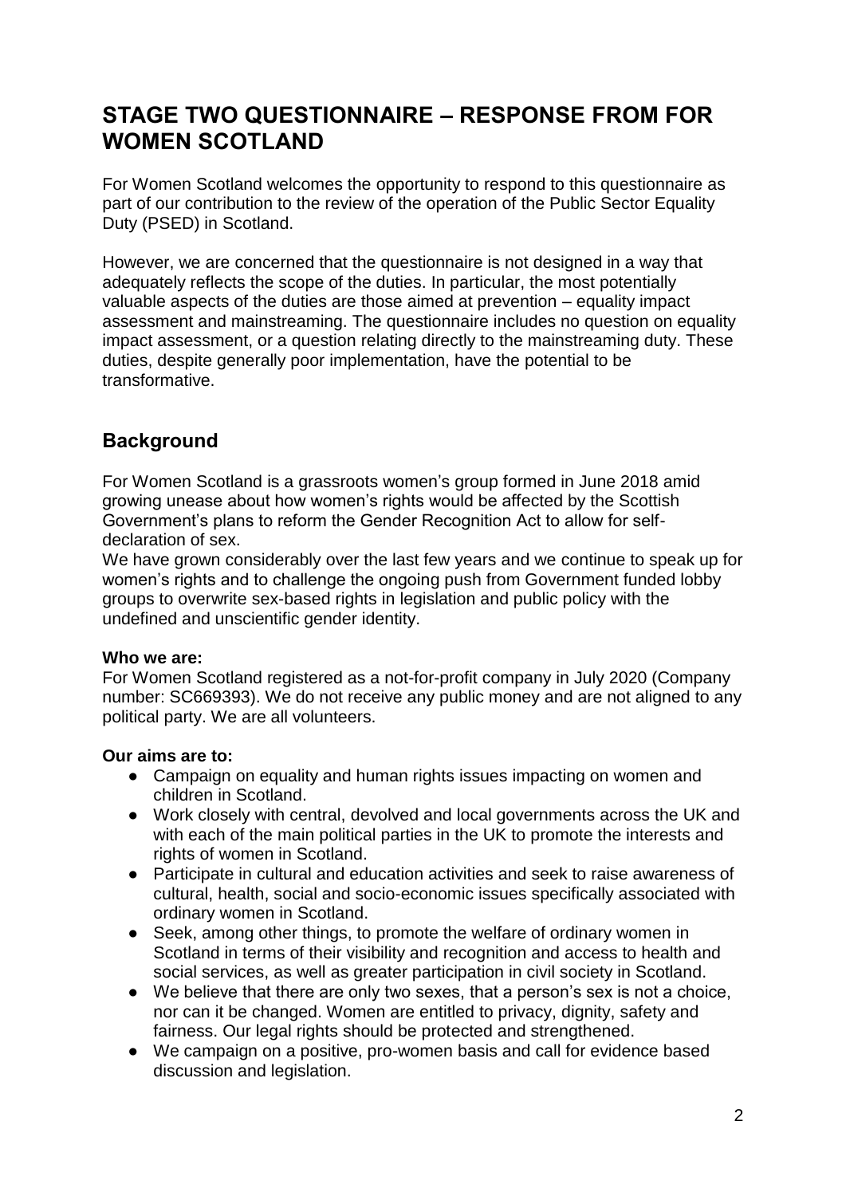# STAGE TWO QUESTIONNAIRE – RESPONSE FROM FOR WOMEN SCOTLAND

For Women Scotland welcomes the opportunity to respond to this questionnaire as part of our contribution to the review of the operation of the Public Sector Equality Duty (PSED) in Scotland.

However, we are concerned that the questionnaire is not designed in a way that adequately reflects the scope of the duties. In particular, the most potentially valuable aspects of the duties are those aimed at prevention – equality impact assessment and mainstreaming. The questionnaire includes no question on equality impact assessment, or a question relating directly to the mainstreaming duty. These duties, despite generally poor implementation, have the potential to be transformative.

## Background

For Women Scotland is a grassroots women's group formed in June 2018 amid growing unease about how women's rights would be affected by the Scottish Government's plans to reform the Gender Recognition Act to allow for self-declaration of sex.

We have grown considerably over the last few years and we continue to speak up for women's rights and to challenge the ongoing push from Government funded lobby groups to overwrite sex-based rights in legislation and public policy with the undefined and unscientific gender identity.

**Who we are:**

For Women Scotland registered as a not-for-profit company in July 2020 (Company number: SC669393). We do not receive any public money and are not aligned to any political party. We are all volunteers.

**Our aims are to:**

- Campaign on equality and human rights issues impacting on women and children in Scotland.
- Work closely with central, devolved and local governments across the UK and with each of the main political parties in the UK to promote the interests and rights of women in Scotland.
- Participate in cultural and education activities and seek to raise awareness of cultural, health, social and socio-economic issues specifically associated with ordinary women in Scotland.
- Seek, among other things, to promote the welfare of ordinary women in Scotland in terms of their visibility and recognition and access to health and social services, as well as greater participation in civil society in Scotland.
- We believe that there are only two sexes, that a person's sex is not a choice, nor can it be changed. Women are entitled to privacy, dignity, safety and fairness. Our legal rights should be protected and strengthened.
- We campaign on a positive, pro-women basis and call for evidence based discussion and legislation.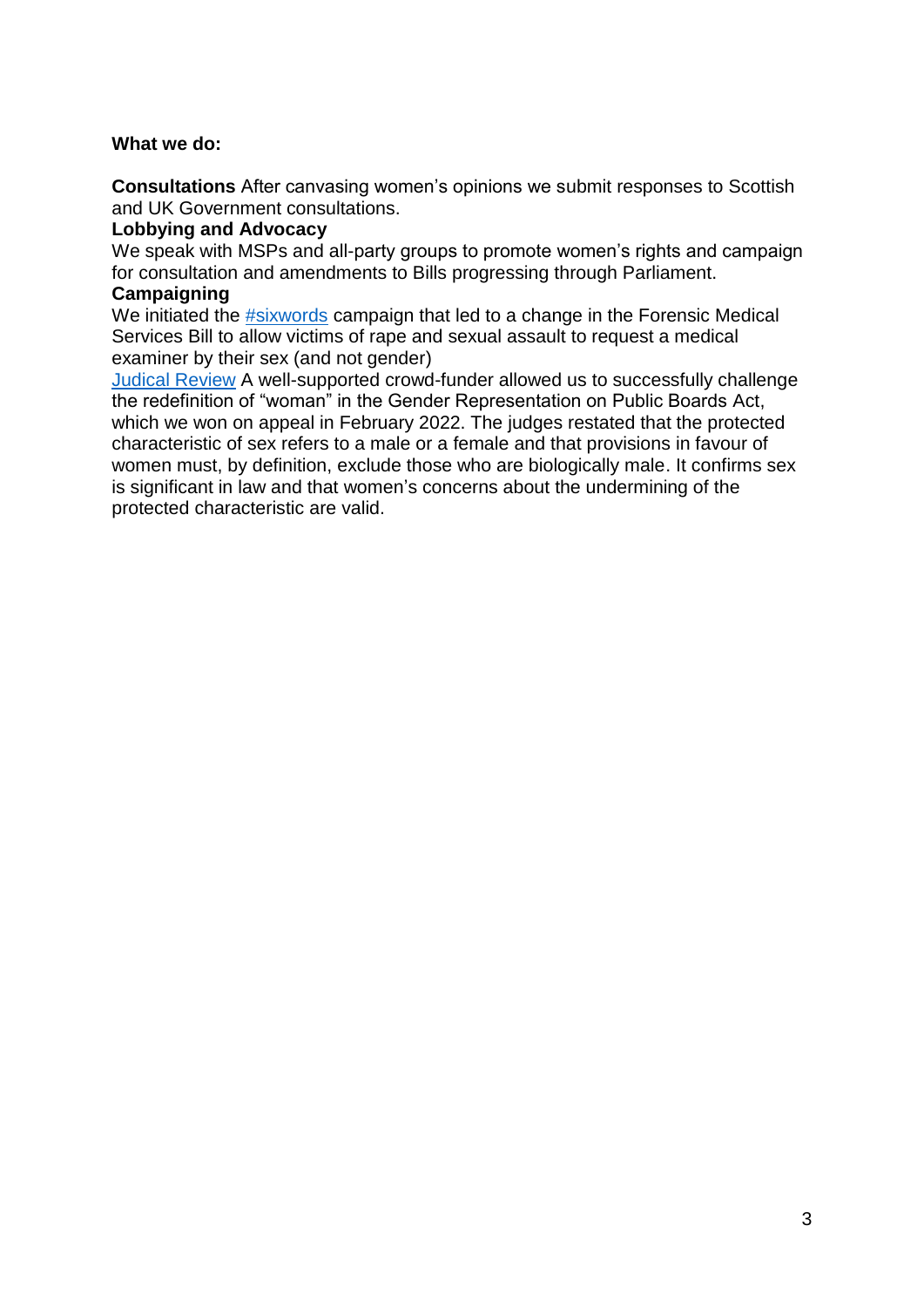**What we do:**

**Consultations** After canvasing women's opinions we submit responses to Scottish and UK Government consultations.

**Lobbying and Advocacy**

We speak with MSPs and all-party groups to promote women's rights and campaign for consultation and amendments to Bills progressing through Parliament.

**Campaigning**

We initiated the #sixwords campaign that led to a change in the Forensic Medical Services Bill to allow victims of rape and sexual assault to request a medical examiner by their sex (and not gender)

Judical Review A well-supported crowd-funder allowed us to successfully challenge the redefinition of "woman" in the Gender Representation on Public Boards Act, which we won on appeal in February 2022. The judges restated that the protected characteristic of sex refers to a male or a female and that provisions in favour of women must, by definition, exclude those who are biologically male. It confirms sex is significant in law and that women's concerns about the undermining of the protected characteristic are valid.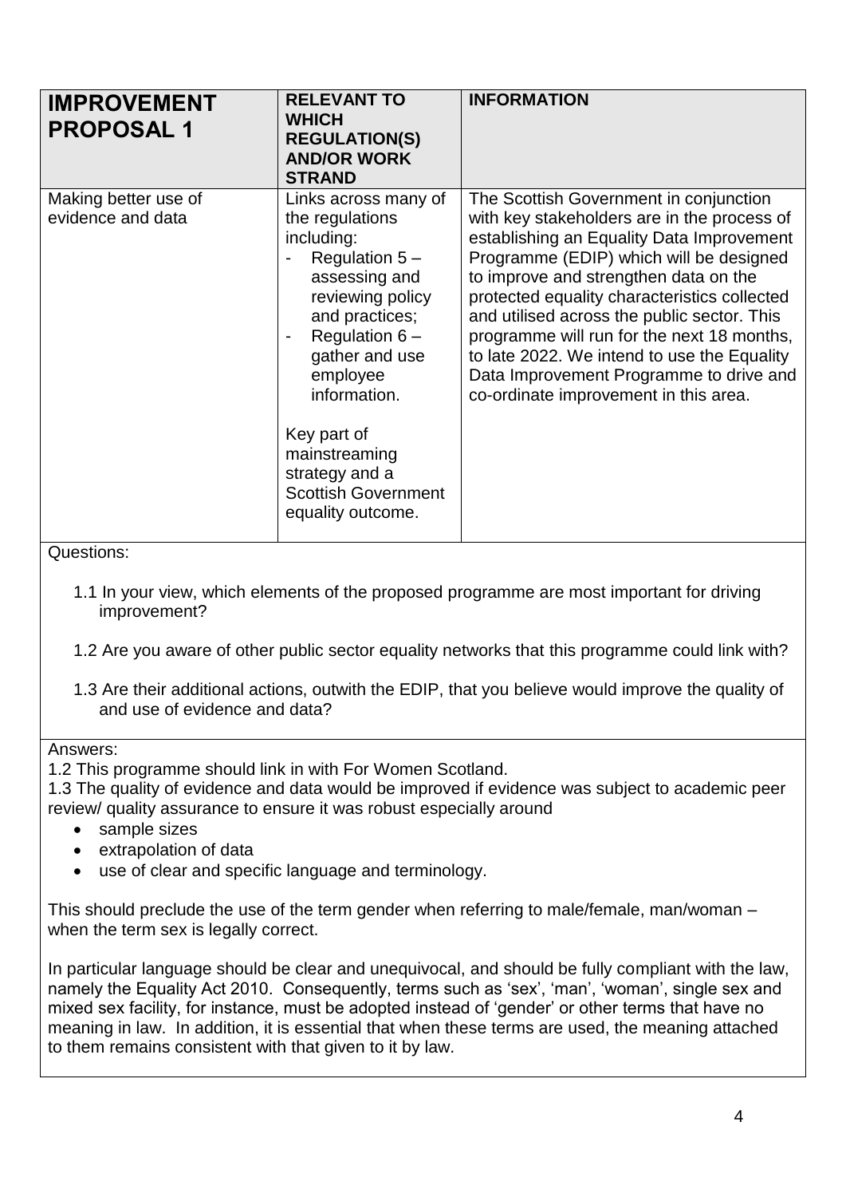| **IMPROVEMENT PROPOSAL 1** | **RELEVANT TO WHICH REGULATION(S) AND/OR WORK STRAND** | **INFORMATION** |
| --- | --- | --- |
| Making better use of evidence and data | Links across many of the regulations including:<br>- Regulation 5 – assessing and reviewing policy and practices;<br>- Regulation 6 – gather and use employee information.<br><br>Key part of mainstreaming strategy and a Scottish Government equality outcome. | The Scottish Government in conjunction with key stakeholders are in the process of establishing an Equality Data Improvement Programme (EDIP) which will be designed to improve and strengthen data on the protected equality characteristics collected and utilised across the public sector. This programme will run for the next 18 months, to late 2022. We intend to use the Equality Data Improvement Programme to drive and co-ordinate improvement in this area. |

Questions:

1.1 In your view, which elements of the proposed programme are most important for driving improvement?

1.2 Are you aware of other public sector equality networks that this programme could link with?

1.3 Are their additional actions, outwith the EDIP, that you believe would improve the quality of and use of evidence and data?

Answers:

1.2 This programme should link in with For Women Scotland.

1.3 The quality of evidence and data would be improved if evidence was subject to academic peer review/ quality assurance to ensure it was robust especially around

- sample sizes
- extrapolation of data
- use of clear and specific language and terminology.

This should preclude the use of the term gender when referring to male/female, man/woman – when the term sex is legally correct.

In particular language should be clear and unequivocal, and should be fully compliant with the law, namely the Equality Act 2010. Consequently, terms such as 'sex', 'man', 'woman', single sex and mixed sex facility, for instance, must be adopted instead of 'gender' or other terms that have no meaning in law. In addition, it is essential that when these terms are used, the meaning attached to them remains consistent with that given to it by law.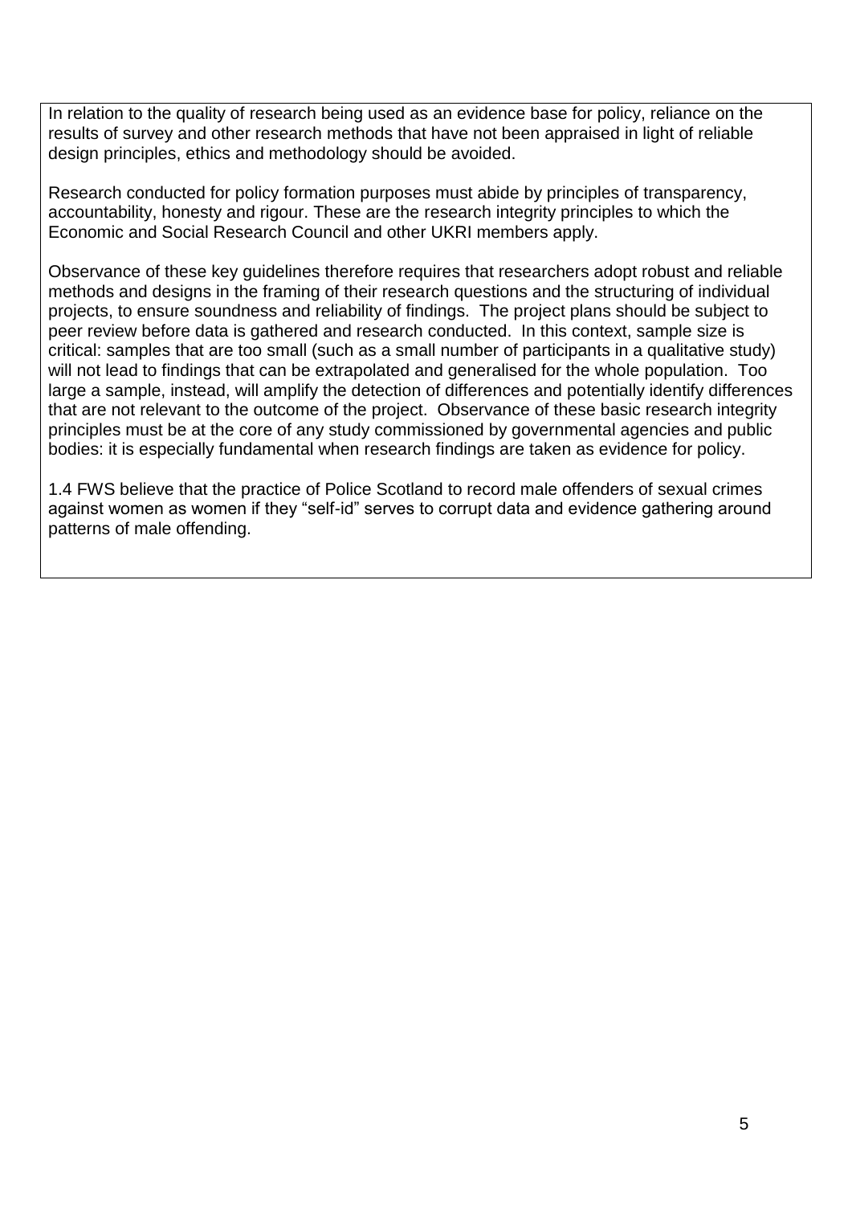In relation to the quality of research being used as an evidence base for policy, reliance on the results of survey and other research methods that have not been appraised in light of reliable design principles, ethics and methodology should be avoided.

Research conducted for policy formation purposes must abide by principles of transparency, accountability, honesty and rigour. These are the research integrity principles to which the Economic and Social Research Council and other UKRI members apply.

Observance of these key guidelines therefore requires that researchers adopt robust and reliable methods and designs in the framing of their research questions and the structuring of individual projects, to ensure soundness and reliability of findings. The project plans should be subject to peer review before data is gathered and research conducted. In this context, sample size is critical: samples that are too small (such as a small number of participants in a qualitative study) will not lead to findings that can be extrapolated and generalised for the whole population. Too large a sample, instead, will amplify the detection of differences and potentially identify differences that are not relevant to the outcome of the project. Observance of these basic research integrity principles must be at the core of any study commissioned by governmental agencies and public bodies: it is especially fundamental when research findings are taken as evidence for policy.

1.4 FWS believe that the practice of Police Scotland to record male offenders of sexual crimes against women as women if they "self-id" serves to corrupt data and evidence gathering around patterns of male offending.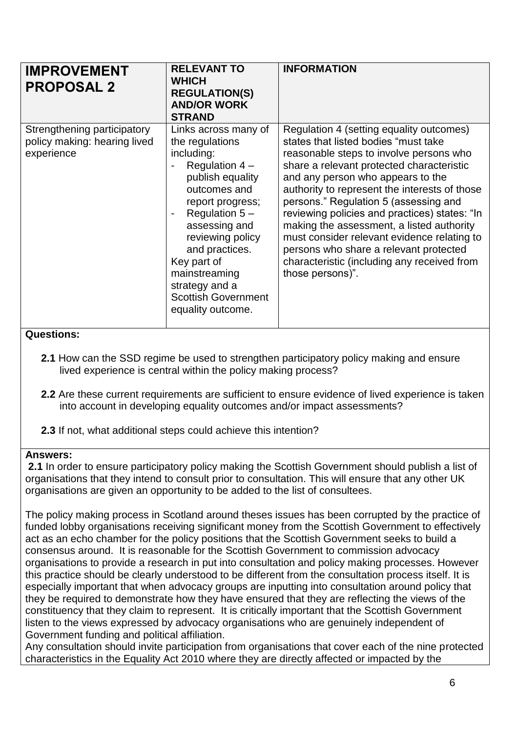| IMPROVEMENT PROPOSAL 2 | RELEVANT TO WHICH REGULATION(S) AND/OR WORK STRAND | INFORMATION |
|---|---|---|
| Strengthening participatory policy making: hearing lived experience | Links across many of the regulations including:<br>- Regulation 4 – publish equality outcomes and report progress;<br>- Regulation 5 – assessing and reviewing policy and practices.<br>Key part of mainstreaming strategy and a Scottish Government equality outcome. | Regulation 4 (setting equality outcomes) states that listed bodies "must take reasonable steps to involve persons who share a relevant protected characteristic and any person who appears to the authority to represent the interests of those persons." Regulation 5 (assessing and reviewing policies and practices) states: "In making the assessment, a listed authority must consider relevant evidence relating to persons who share a relevant protected characteristic (including any received from those persons)". |

**Questions:**

**2.1** How can the SSD regime be used to strengthen participatory policy making and ensure lived experience is central within the policy making process?

**2.2** Are these current requirements are sufficient to ensure evidence of lived experience is taken into account in developing equality outcomes and/or impact assessments?

**2.3** If not, what additional steps could achieve this intention?

**Answers:**

**2.1** In order to ensure participatory policy making the Scottish Government should publish a list of organisations that they intend to consult prior to consultation. This will ensure that any other UK organisations are given an opportunity to be added to the list of consultees.

The policy making process in Scotland around theses issues has been corrupted by the practice of funded lobby organisations receiving significant money from the Scottish Government to effectively act as an echo chamber for the policy positions that the Scottish Government seeks to build a consensus around. It is reasonable for the Scottish Government to commission advocacy organisations to provide a research in put into consultation and policy making processes. However this practice should be clearly understood to be different from the consultation process itself. It is especially important that when advocacy groups are inputting into consultation around policy that they be required to demonstrate how they have ensured that they are reflecting the views of the constituency that they claim to represent. It is critically important that the Scottish Government listen to the views expressed by advocacy organisations who are genuinely independent of Government funding and political affiliation.

Any consultation should invite participation from organisations that cover each of the nine protected characteristics in the Equality Act 2010 where they are directly affected or impacted by the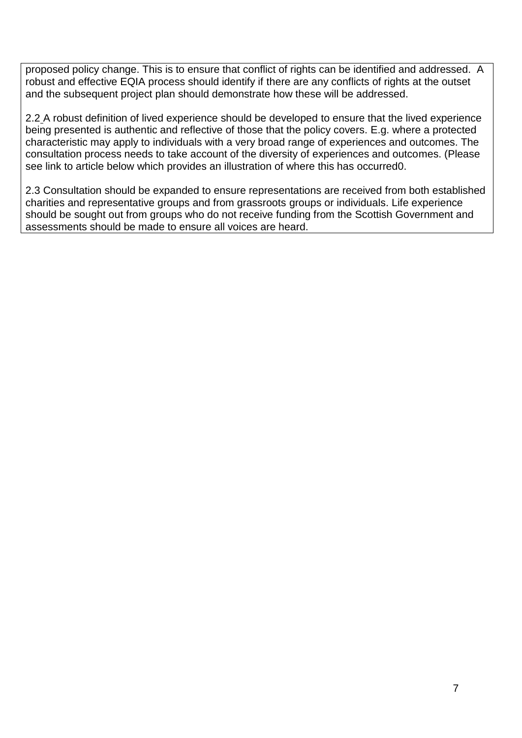proposed policy change. This is to ensure that conflict of rights can be identified and addressed. A robust and effective EQIA process should identify if there are any conflicts of rights at the outset and the subsequent project plan should demonstrate how these will be addressed.

2.2 A robust definition of lived experience should be developed to ensure that the lived experience being presented is authentic and reflective of those that the policy covers. E.g. where a protected characteristic may apply to individuals with a very broad range of experiences and outcomes. The consultation process needs to take account of the diversity of experiences and outcomes. (Please see link to article below which provides an illustration of where this has occurred0.

2.3 Consultation should be expanded to ensure representations are received from both established charities and representative groups and from grassroots groups or individuals. Life experience should be sought out from groups who do not receive funding from the Scottish Government and assessments should be made to ensure all voices are heard.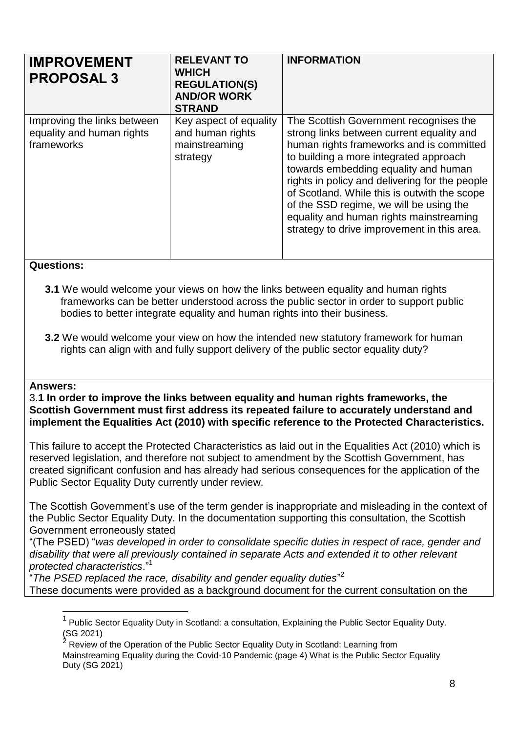| IMPROVEMENT PROPOSAL 3 | RELEVANT TO WHICH REGULATION(S) AND/OR WORK STRAND | INFORMATION |
|---|---|---|
| Improving the links between equality and human rights frameworks | Key aspect of equality and human rights mainstreaming strategy | The Scottish Government recognises the strong links between current equality and human rights frameworks and is committed to building a more integrated approach towards embedding equality and human rights in policy and delivering for the people of Scotland. While this is outwith the scope of the SSD regime, we will be using the equality and human rights mainstreaming strategy to drive improvement in this area. |

**Questions:**

**3.1** We would welcome your views on how the links between equality and human rights frameworks can be better understood across the public sector in order to support public bodies to better integrate equality and human rights into their business.

**3.2** We would welcome your view on how the intended new statutory framework for human rights can align with and fully support delivery of the public sector equality duty?

**Answers:**

3.**1 In order to improve the links between equality and human rights frameworks, the Scottish Government must first address its repeated failure to accurately understand and implement the Equalities Act (2010) with specific reference to the Protected Characteristics.**

This failure to accept the Protected Characteristics as laid out in the Equalities Act (2010) which is reserved legislation, and therefore not subject to amendment by the Scottish Government, has created significant confusion and has already had serious consequences for the application of the Public Sector Equality Duty currently under review.

The Scottish Government's use of the term gender is inappropriate and misleading in the context of the Public Sector Equality Duty. In the documentation supporting this consultation, the Scottish Government erroneously stated

"(The PSED) "*was developed in order to consolidate specific duties in respect of race, gender and disability that were all previously contained in separate Acts and extended it to other relevant protected characteristics*."[1]

"*The PSED replaced the race, disability and gender equality duties*"[2]

These documents were provided as a background document for the current consultation on the

[1] Public Sector Equality Duty in Scotland: a consultation, Explaining the Public Sector Equality Duty. (SG 2021)

[2] Review of the Operation of the Public Sector Equality Duty in Scotland: Learning from Mainstreaming Equality during the Covid-10 Pandemic (page 4) What is the Public Sector Equality Duty (SG 2021)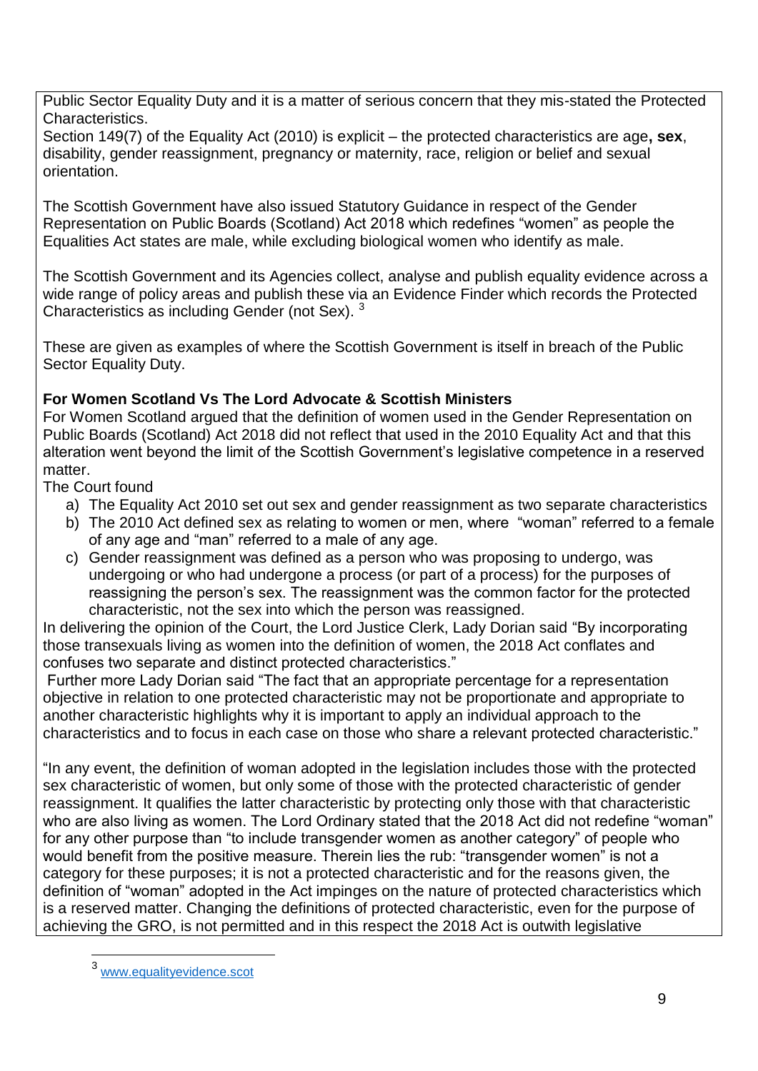Public Sector Equality Duty and it is a matter of serious concern that they mis-stated the Protected Characteristics.
Section 149(7) of the Equality Act (2010) is explicit – the protected characteristics are age**, sex**, disability, gender reassignment, pregnancy or maternity, race, religion or belief and sexual orientation.

The Scottish Government have also issued Statutory Guidance in respect of the Gender Representation on Public Boards (Scotland) Act 2018 which redefines "women" as people the Equalities Act states are male, while excluding biological women who identify as male.

The Scottish Government and its Agencies collect, analyse and publish equality evidence across a wide range of policy areas and publish these via an Evidence Finder which records the Protected Characteristics as including Gender (not Sex).[3]

These are given as examples of where the Scottish Government is itself in breach of the Public Sector Equality Duty.

**For Women Scotland Vs The Lord Advocate & Scottish Ministers**
For Women Scotland argued that the definition of women used in the Gender Representation on Public Boards (Scotland) Act 2018 did not reflect that used in the 2010 Equality Act and that this alteration went beyond the limit of the Scottish Government's legislative competence in a reserved matter.
The Court found

a) The Equality Act 2010 set out sex and gender reassignment as two separate characteristics
b) The 2010 Act defined sex as relating to women or men, where "woman" referred to a female of any age and "man" referred to a male of any age.
c) Gender reassignment was defined as a person who was proposing to undergo, was undergoing or who had undergone a process (or part of a process) for the purposes of reassigning the person's sex. The reassignment was the common factor for the protected characteristic, not the sex into which the person was reassigned.

In delivering the opinion of the Court, the Lord Justice Clerk, Lady Dorian said "By incorporating those transexuals living as women into the definition of women, the 2018 Act conflates and confuses two separate and distinct protected characteristics."
Further more Lady Dorian said "The fact that an appropriate percentage for a representation objective in relation to one protected characteristic may not be proportionate and appropriate to another characteristic highlights why it is important to apply an individual approach to the characteristics and to focus in each case on those who share a relevant protected characteristic."

"In any event, the definition of woman adopted in the legislation includes those with the protected sex characteristic of women, but only some of those with the protected characteristic of gender reassignment. It qualifies the latter characteristic by protecting only those with that characteristic who are also living as women. The Lord Ordinary stated that the 2018 Act did not redefine "woman" for any other purpose than "to include transgender women as another category" of people who would benefit from the positive measure. Therein lies the rub: "transgender women" is not a category for these purposes; it is not a protected characteristic and for the reasons given, the definition of "woman" adopted in the Act impinges on the nature of protected characteristics which is a reserved matter. Changing the definitions of protected characteristic, even for the purpose of achieving the GRO, is not permitted and in this respect the 2018 Act is outwith legislative

[3] www.equalityevidence.scot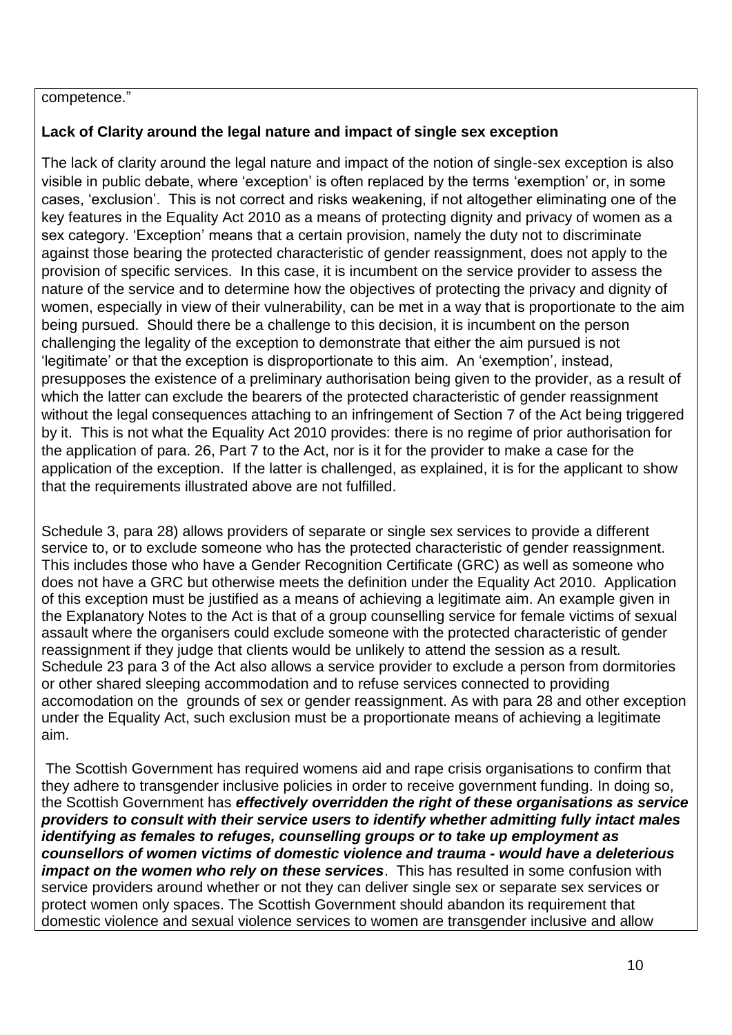competence."

**Lack of Clarity around the legal nature and impact of single sex exception**

The lack of clarity around the legal nature and impact of the notion of single-sex exception is also visible in public debate, where 'exception' is often replaced by the terms 'exemption' or, in some cases, 'exclusion'. This is not correct and risks weakening, if not altogether eliminating one of the key features in the Equality Act 2010 as a means of protecting dignity and privacy of women as a sex category. 'Exception' means that a certain provision, namely the duty not to discriminate against those bearing the protected characteristic of gender reassignment, does not apply to the provision of specific services. In this case, it is incumbent on the service provider to assess the nature of the service and to determine how the objectives of protecting the privacy and dignity of women, especially in view of their vulnerability, can be met in a way that is proportionate to the aim being pursued. Should there be a challenge to this decision, it is incumbent on the person challenging the legality of the exception to demonstrate that either the aim pursued is not 'legitimate' or that the exception is disproportionate to this aim. An 'exemption', instead, presupposes the existence of a preliminary authorisation being given to the provider, as a result of which the latter can exclude the bearers of the protected characteristic of gender reassignment without the legal consequences attaching to an infringement of Section 7 of the Act being triggered by it. This is not what the Equality Act 2010 provides: there is no regime of prior authorisation for the application of para. 26, Part 7 to the Act, nor is it for the provider to make a case for the application of the exception. If the latter is challenged, as explained, it is for the applicant to show that the requirements illustrated above are not fulfilled.

Schedule 3, para 28) allows providers of separate or single sex services to provide a different service to, or to exclude someone who has the protected characteristic of gender reassignment. This includes those who have a Gender Recognition Certificate (GRC) as well as someone who does not have a GRC but otherwise meets the definition under the Equality Act 2010. Application of this exception must be justified as a means of achieving a legitimate aim. An example given in the Explanatory Notes to the Act is that of a group counselling service for female victims of sexual assault where the organisers could exclude someone with the protected characteristic of gender reassignment if they judge that clients would be unlikely to attend the session as a result. Schedule 23 para 3 of the Act also allows a service provider to exclude a person from dormitories or other shared sleeping accommodation and to refuse services connected to providing accomodation on the grounds of sex or gender reassignment. As with para 28 and other exception under the Equality Act, such exclusion must be a proportionate means of achieving a legitimate aim.

The Scottish Government has required womens aid and rape crisis organisations to confirm that they adhere to transgender inclusive policies in order to receive government funding. In doing so, the Scottish Government has ***effectively overridden the right of these organisations as service providers to consult with their service users to identify whether admitting fully intact males identifying as females to refuges, counselling groups or to take up employment as counsellors of women victims of domestic violence and trauma - would have a deleterious impact on the women who rely on these services***. This has resulted in some confusion with service providers around whether or not they can deliver single sex or separate sex services or protect women only spaces. The Scottish Government should abandon its requirement that domestic violence and sexual violence services to women are transgender inclusive and allow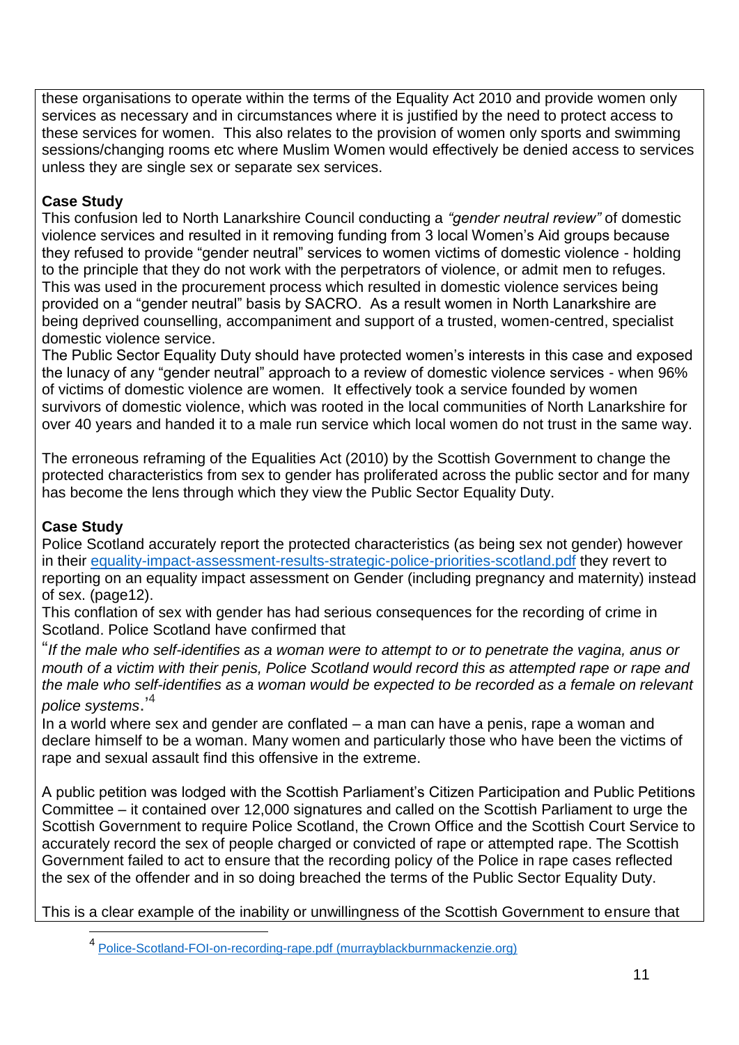these organisations to operate within the terms of the Equality Act 2010 and provide women only services as necessary and in circumstances where it is justified by the need to protect access to these services for women. This also relates to the provision of women only sports and swimming sessions/changing rooms etc where Muslim Women would effectively be denied access to services unless they are single sex or separate sex services.

**Case Study**

This confusion led to North Lanarkshire Council conducting a *"gender neutral review"* of domestic violence services and resulted in it removing funding from 3 local Women's Aid groups because they refused to provide "gender neutral" services to women victims of domestic violence - holding to the principle that they do not work with the perpetrators of violence, or admit men to refuges. This was used in the procurement process which resulted in domestic violence services being provided on a "gender neutral" basis by SACRO. As a result women in North Lanarkshire are being deprived counselling, accompaniment and support of a trusted, women-centred, specialist domestic violence service.

The Public Sector Equality Duty should have protected women's interests in this case and exposed the lunacy of any "gender neutral" approach to a review of domestic violence services - when 96% of victims of domestic violence are women. It effectively took a service founded by women survivors of domestic violence, which was rooted in the local communities of North Lanarkshire for over 40 years and handed it to a male run service which local women do not trust in the same way.

The erroneous reframing of the Equalities Act (2010) by the Scottish Government to change the protected characteristics from sex to gender has proliferated across the public sector and for many has become the lens through which they view the Public Sector Equality Duty.

**Case Study**

Police Scotland accurately report the protected characteristics (as being sex not gender) however in their [equality-impact-assessment-results-strategic-police-priorities-scotland.pdf] they revert to reporting on an equality impact assessment on Gender (including pregnancy and maternity) instead of sex. (page12).

This conflation of sex with gender has had serious consequences for the recording of crime in Scotland. Police Scotland have confirmed that

"*If the male who self-identifies as a woman were to attempt to or to penetrate the vagina, anus or mouth of a victim with their penis, Police Scotland would record this as attempted rape or rape and the male who self-identifies as a woman would be expected to be recorded as a female on relevant police systems*."[4]

In a world where sex and gender are conflated – a man can have a penis, rape a woman and declare himself to be a woman. Many women and particularly those who have been the victims of rape and sexual assault find this offensive in the extreme.

A public petition was lodged with the Scottish Parliament's Citizen Participation and Public Petitions Committee – it contained over 12,000 signatures and called on the Scottish Parliament to urge the Scottish Government to require Police Scotland, the Crown Office and the Scottish Court Service to accurately record the sex of people charged or convicted of rape or attempted rape. The Scottish Government failed to act to ensure that the recording policy of the Police in rape cases reflected the sex of the offender and in so doing breached the terms of the Public Sector Equality Duty.

This is a clear example of the inability or unwillingness of the Scottish Government to ensure that

---

[4] Police-Scotland-FOI-on-recording-rape.pdf (murrayblackburnmackenzie.org)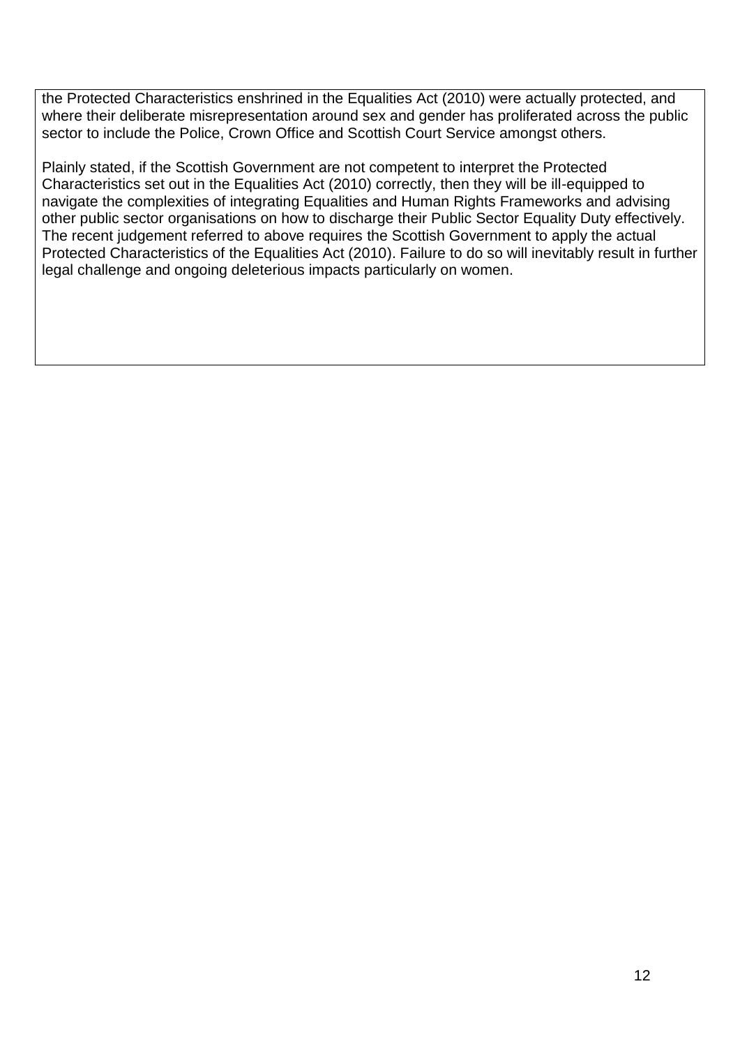the Protected Characteristics enshrined in the Equalities Act (2010) were actually protected, and where their deliberate misrepresentation around sex and gender has proliferated across the public sector to include the Police, Crown Office and Scottish Court Service amongst others.

Plainly stated, if the Scottish Government are not competent to interpret the Protected Characteristics set out in the Equalities Act (2010) correctly, then they will be ill-equipped to navigate the complexities of integrating Equalities and Human Rights Frameworks and advising other public sector organisations on how to discharge their Public Sector Equality Duty effectively. The recent judgement referred to above requires the Scottish Government to apply the actual Protected Characteristics of the Equalities Act (2010). Failure to do so will inevitably result in further legal challenge and ongoing deleterious impacts particularly on women.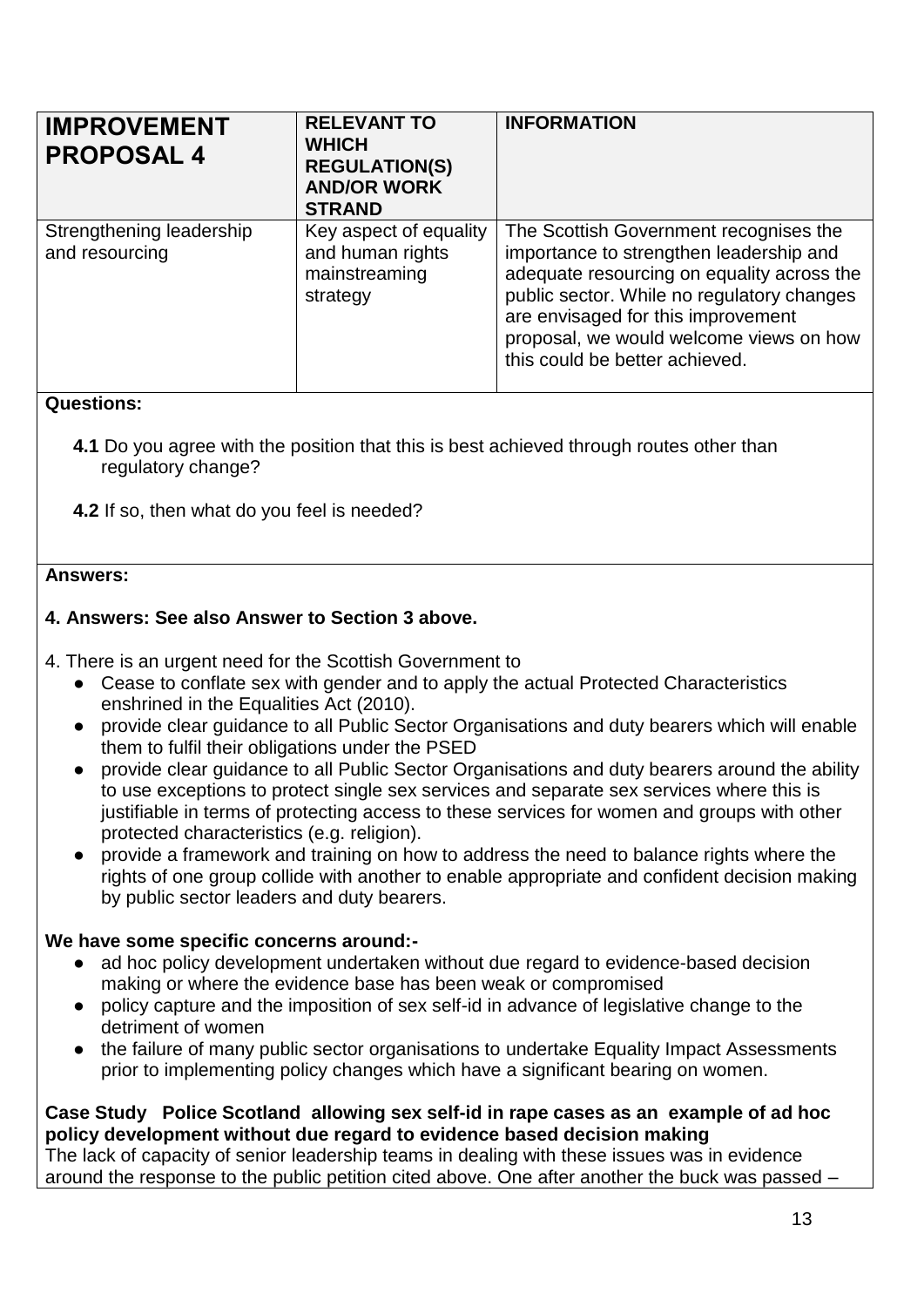| IMPROVEMENT PROPOSAL 4 | RELEVANT TO WHICH REGULATION(S) AND/OR WORK STRAND | INFORMATION |
|---|---|---|
| Strengthening leadership and resourcing | Key aspect of equality and human rights mainstreaming strategy | The Scottish Government recognises the importance to strengthen leadership and adequate resourcing on equality across the public sector. While no regulatory changes are envisaged for this improvement proposal, we would welcome views on how this could be better achieved. |

**Questions:**

- **4.1** Do you agree with the position that this is best achieved through routes other than regulatory change?
- **4.2** If so, then what do you feel is needed?

**Answers:**

**4. Answers: See also Answer to Section 3 above.**

4. There is an urgent need for the Scottish Government to

- Cease to conflate sex with gender and to apply the actual Protected Characteristics enshrined in the Equalities Act (2010).
- provide clear guidance to all Public Sector Organisations and duty bearers which will enable them to fulfil their obligations under the PSED
- provide clear guidance to all Public Sector Organisations and duty bearers around the ability to use exceptions to protect single sex services and separate sex services where this is justifiable in terms of protecting access to these services for women and groups with other protected characteristics (e.g. religion).
- provide a framework and training on how to address the need to balance rights where the rights of one group collide with another to enable appropriate and confident decision making by public sector leaders and duty bearers.

**We have some specific concerns around:-**

- ad hoc policy development undertaken without due regard to evidence-based decision making or where the evidence base has been weak or compromised
- policy capture and the imposition of sex self-id in advance of legislative change to the detriment of women
- the failure of many public sector organisations to undertake Equality Impact Assessments prior to implementing policy changes which have a significant bearing on women.

**Case Study Police Scotland allowing sex self-id in rape cases as an example of ad hoc policy development without due regard to evidence based decision making**

The lack of capacity of senior leadership teams in dealing with these issues was in evidence around the response to the public petition cited above. One after another the buck was passed –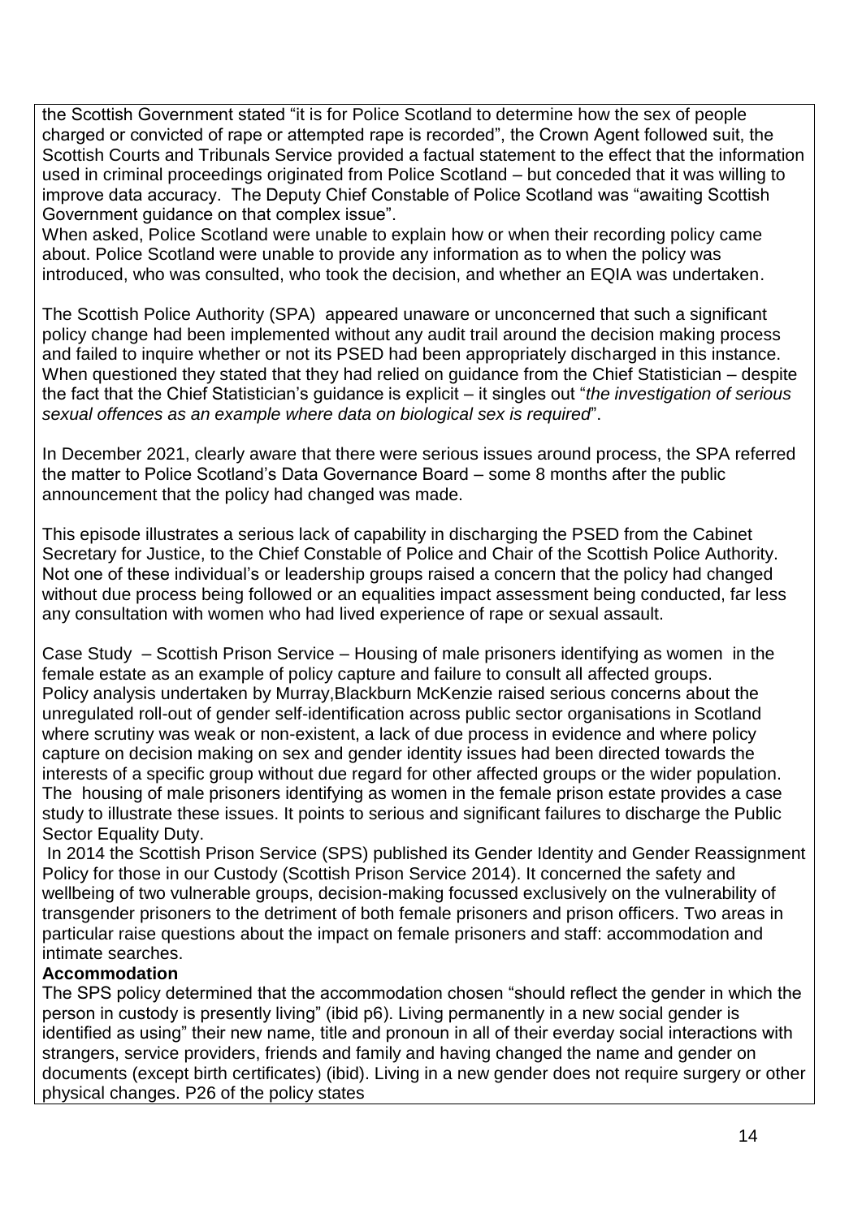the Scottish Government stated "it is for Police Scotland to determine how the sex of people charged or convicted of rape or attempted rape is recorded", the Crown Agent followed suit, the Scottish Courts and Tribunals Service provided a factual statement to the effect that the information used in criminal proceedings originated from Police Scotland – but conceded that it was willing to improve data accuracy. The Deputy Chief Constable of Police Scotland was "awaiting Scottish Government guidance on that complex issue".
When asked, Police Scotland were unable to explain how or when their recording policy came about. Police Scotland were unable to provide any information as to when the policy was introduced, who was consulted, who took the decision, and whether an EQIA was undertaken.

The Scottish Police Authority (SPA) appeared unaware or unconcerned that such a significant policy change had been implemented without any audit trail around the decision making process and failed to inquire whether or not its PSED had been appropriately discharged in this instance. When questioned they stated that they had relied on guidance from the Chief Statistician – despite the fact that the Chief Statistician's guidance is explicit – it singles out "*the investigation of serious sexual offences as an example where data on biological sex is required*".

In December 2021, clearly aware that there were serious issues around process, the SPA referred the matter to Police Scotland's Data Governance Board – some 8 months after the public announcement that the policy had changed was made.

This episode illustrates a serious lack of capability in discharging the PSED from the Cabinet Secretary for Justice, to the Chief Constable of Police and Chair of the Scottish Police Authority. Not one of these individual's or leadership groups raised a concern that the policy had changed without due process being followed or an equalities impact assessment being conducted, far less any consultation with women who had lived experience of rape or sexual assault.

Case Study – Scottish Prison Service – Housing of male prisoners identifying as women in the female estate as an example of policy capture and failure to consult all affected groups.
Policy analysis undertaken by Murray,Blackburn McKenzie raised serious concerns about the unregulated roll-out of gender self-identification across public sector organisations in Scotland where scrutiny was weak or non-existent, a lack of due process in evidence and where policy capture on decision making on sex and gender identity issues had been directed towards the interests of a specific group without due regard for other affected groups or the wider population. The housing of male prisoners identifying as women in the female prison estate provides a case study to illustrate these issues. It points to serious and significant failures to discharge the Public Sector Equality Duty.
In 2014 the Scottish Prison Service (SPS) published its Gender Identity and Gender Reassignment Policy for those in our Custody (Scottish Prison Service 2014). It concerned the safety and wellbeing of two vulnerable groups, decision-making focussed exclusively on the vulnerability of transgender prisoners to the detriment of both female prisoners and prison officers. Two areas in particular raise questions about the impact on female prisoners and staff: accommodation and intimate searches.

**Accommodation**

The SPS policy determined that the accommodation chosen "should reflect the gender in which the person in custody is presently living" (ibid p6). Living permanently in a new social gender is identified as using" their new name, title and pronoun in all of their everday social interactions with strangers, service providers, friends and family and having changed the name and gender on documents (except birth certificates) (ibid). Living in a new gender does not require surgery or other physical changes. P26 of the policy states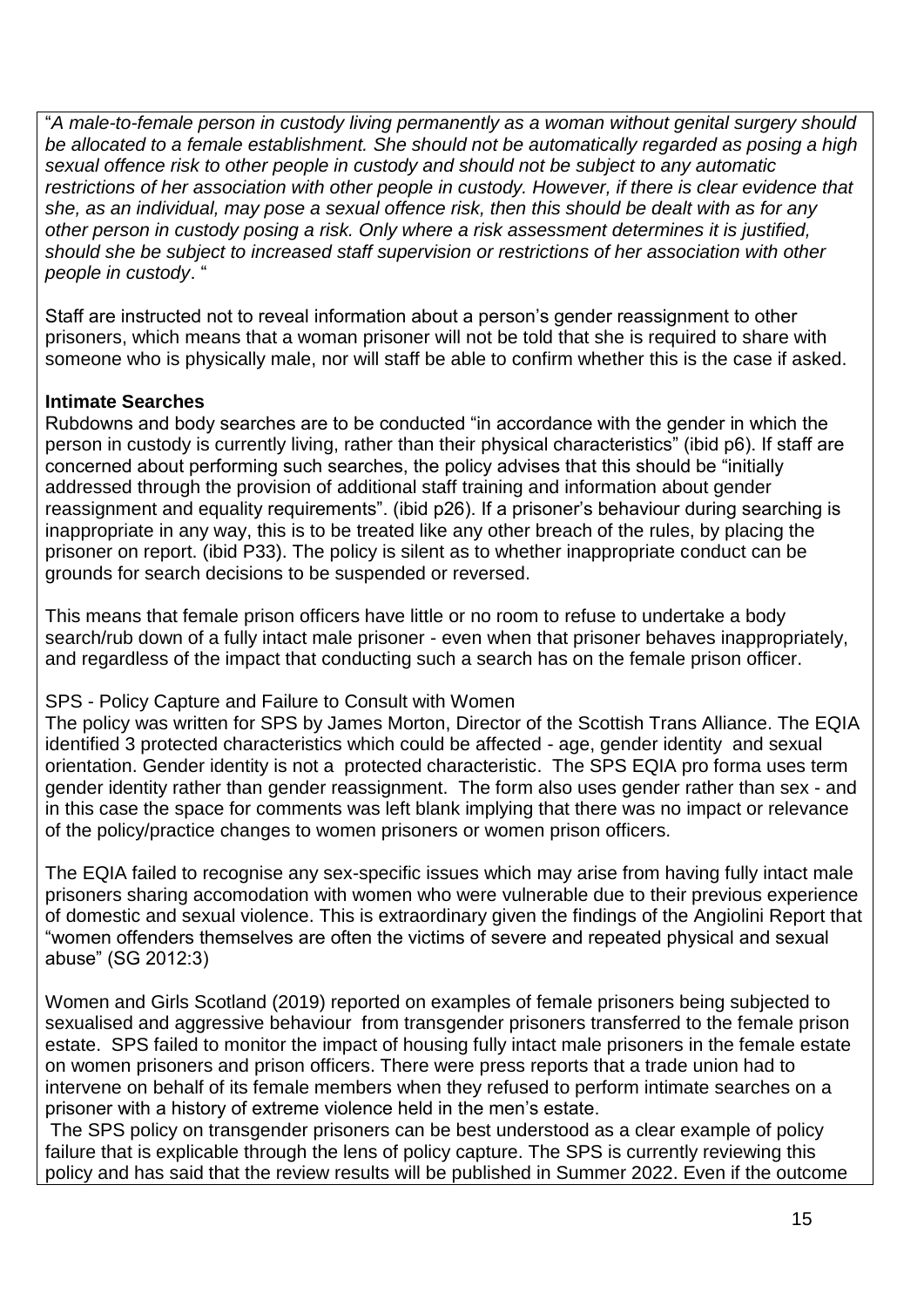"*A male-to-female person in custody living permanently as a woman without genital surgery should be allocated to a female establishment. She should not be automatically regarded as posing a high sexual offence risk to other people in custody and should not be subject to any automatic restrictions of her association with other people in custody. However, if there is clear evidence that she, as an individual, may pose a sexual offence risk, then this should be dealt with as for any other person in custody posing a risk. Only where a risk assessment determines it is justified, should she be subject to increased staff supervision or restrictions of her association with other people in custody*. "

Staff are instructed not to reveal information about a person's gender reassignment to other prisoners, which means that a woman prisoner will not be told that she is required to share with someone who is physically male, nor will staff be able to confirm whether this is the case if asked.

**Intimate Searches**

Rubdowns and body searches are to be conducted "in accordance with the gender in which the person in custody is currently living, rather than their physical characteristics" (ibid p6). If staff are concerned about performing such searches, the policy advises that this should be "initially addressed through the provision of additional staff training and information about gender reassignment and equality requirements". (ibid p26). If a prisoner's behaviour during searching is inappropriate in any way, this is to be treated like any other breach of the rules, by placing the prisoner on report. (ibid P33). The policy is silent as to whether inappropriate conduct can be grounds for search decisions to be suspended or reversed.

This means that female prison officers have little or no room to refuse to undertake a body search/rub down of a fully intact male prisoner - even when that prisoner behaves inappropriately, and regardless of the impact that conducting such a search has on the female prison officer.

SPS - Policy Capture and Failure to Consult with Women

The policy was written for SPS by James Morton, Director of the Scottish Trans Alliance. The EQIA identified 3 protected characteristics which could be affected - age, gender identity and sexual orientation. Gender identity is not a protected characteristic. The SPS EQIA pro forma uses term gender identity rather than gender reassignment. The form also uses gender rather than sex - and in this case the space for comments was left blank implying that there was no impact or relevance of the policy/practice changes to women prisoners or women prison officers.

The EQIA failed to recognise any sex-specific issues which may arise from having fully intact male prisoners sharing accomodation with women who were vulnerable due to their previous experience of domestic and sexual violence. This is extraordinary given the findings of the Angiolini Report that "women offenders themselves are often the victims of severe and repeated physical and sexual abuse" (SG 2012:3)

Women and Girls Scotland (2019) reported on examples of female prisoners being subjected to sexualised and aggressive behaviour from transgender prisoners transferred to the female prison estate. SPS failed to monitor the impact of housing fully intact male prisoners in the female estate on women prisoners and prison officers. There were press reports that a trade union had to intervene on behalf of its female members when they refused to perform intimate searches on a prisoner with a history of extreme violence held in the men's estate.

The SPS policy on transgender prisoners can be best understood as a clear example of policy failure that is explicable through the lens of policy capture. The SPS is currently reviewing this policy and has said that the review results will be published in Summer 2022. Even if the outcome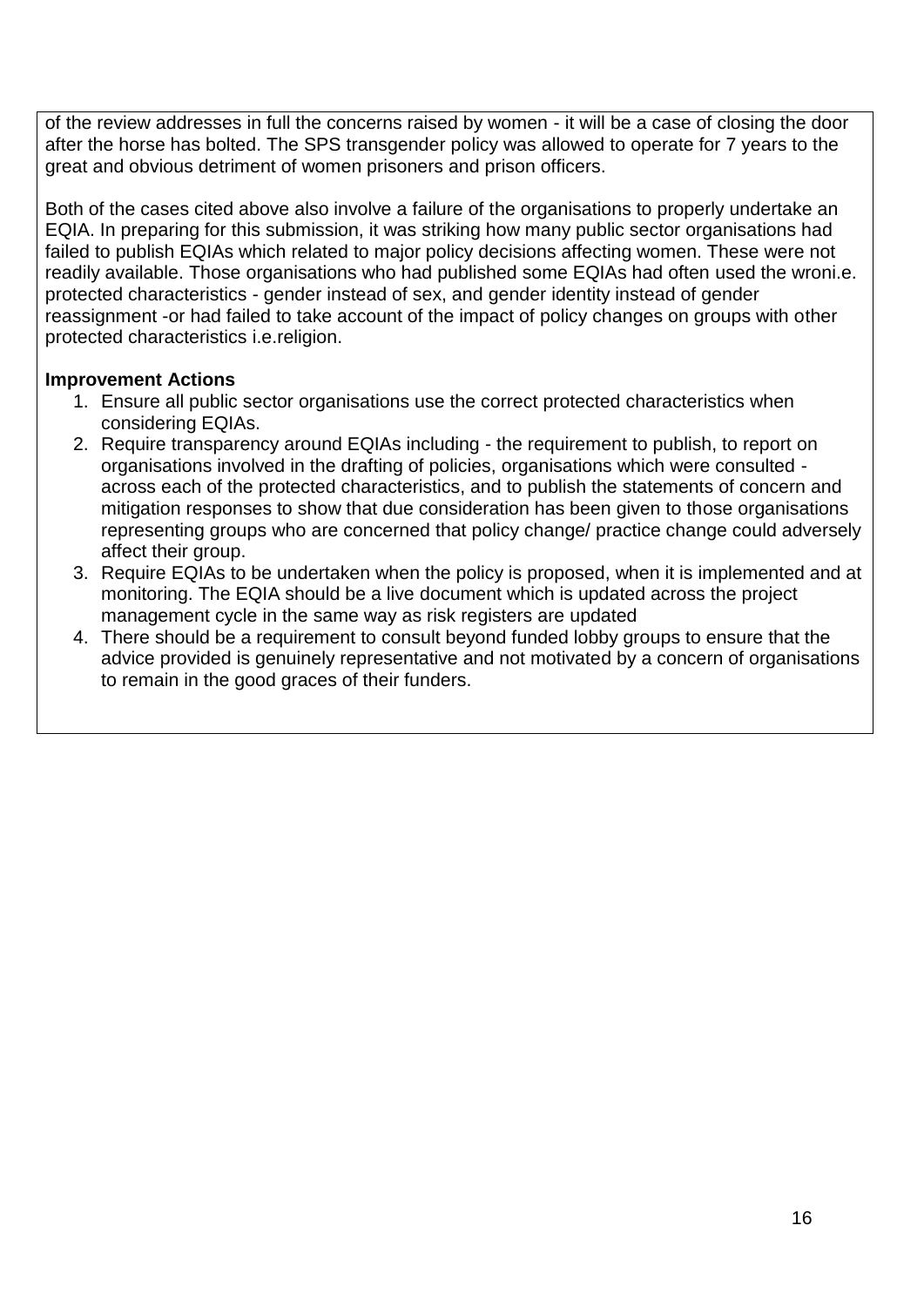of the review addresses in full the concerns raised by women - it will be a case of closing the door after the horse has bolted. The SPS transgender policy was allowed to operate for 7 years to the great and obvious detriment of women prisoners and prison officers.

Both of the cases cited above also involve a failure of the organisations to properly undertake an EQIA. In preparing for this submission, it was striking how many public sector organisations had failed to publish EQIAs which related to major policy decisions affecting women. These were not readily available. Those organisations who had published some EQIAs had often used the wroni.e. protected characteristics - gender instead of sex, and gender identity instead of gender reassignment -or had failed to take account of the impact of policy changes on groups with other protected characteristics i.e.religion.

**Improvement Actions**

1. Ensure all public sector organisations use the correct protected characteristics when considering EQIAs.
2. Require transparency around EQIAs including - the requirement to publish, to report on organisations involved in the drafting of policies, organisations which were consulted - across each of the protected characteristics, and to publish the statements of concern and mitigation responses to show that due consideration has been given to those organisations representing groups who are concerned that policy change/ practice change could adversely affect their group.
3. Require EQIAs to be undertaken when the policy is proposed, when it is implemented and at monitoring. The EQIA should be a live document which is updated across the project management cycle in the same way as risk registers are updated
4. There should be a requirement to consult beyond funded lobby groups to ensure that the advice provided is genuinely representative and not motivated by a concern of organisations to remain in the good graces of their funders.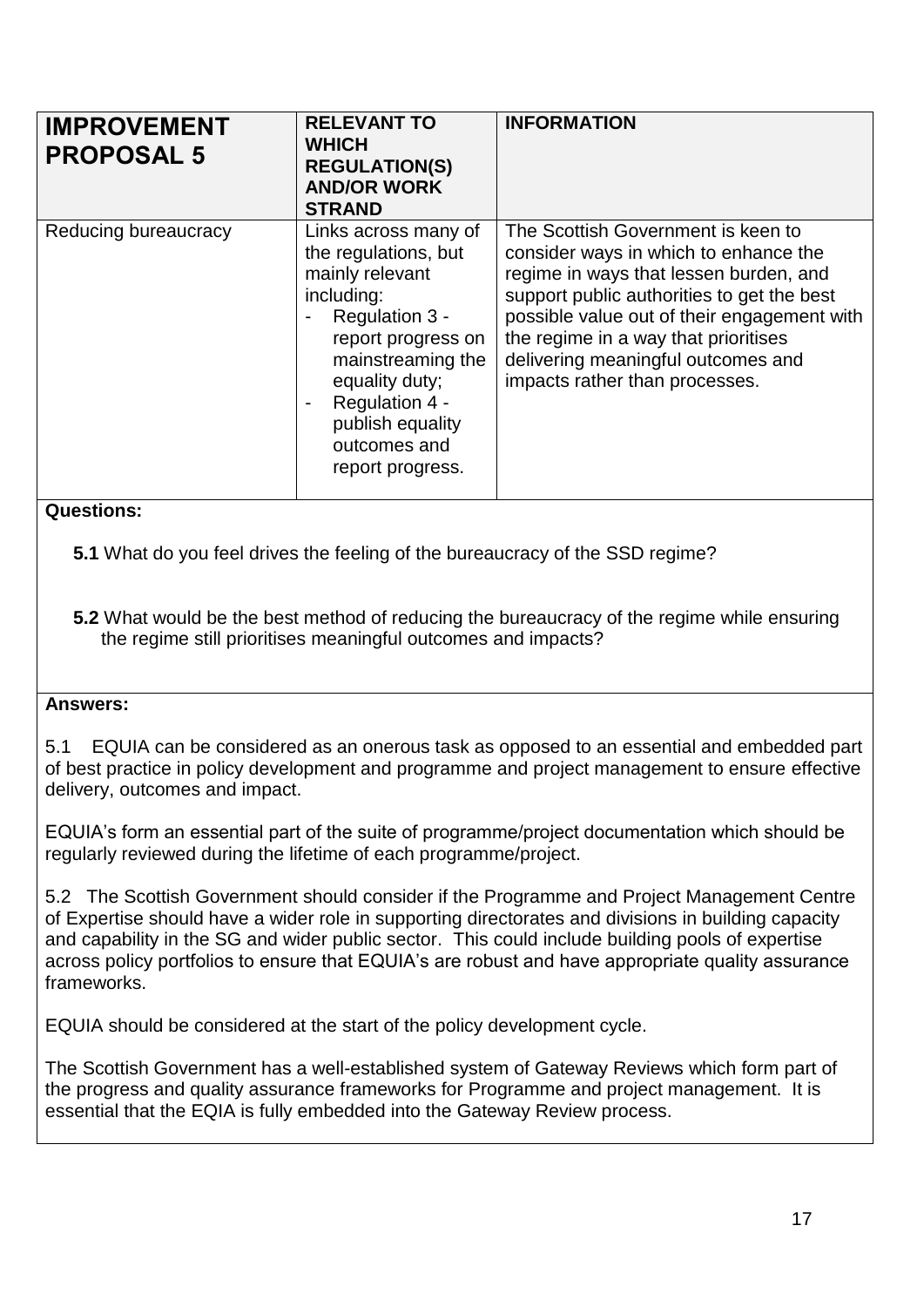| **IMPROVEMENT PROPOSAL 5** | **RELEVANT TO WHICH REGULATION(S) AND/OR WORK STRAND** | **INFORMATION** |
|---|---|---|
| Reducing bureaucracy | Links across many of the regulations, but mainly relevant including:<br>- Regulation 3 - report progress on mainstreaming the equality duty;<br>- Regulation 4 - publish equality outcomes and report progress. | The Scottish Government is keen to consider ways in which to enhance the regime in ways that lessen burden, and support public authorities to get the best possible value out of their engagement with the regime in a way that prioritises delivering meaningful outcomes and impacts rather than processes. |

**Questions:**

**5.1** What do you feel drives the feeling of the bureaucracy of the SSD regime?

**5.2** What would be the best method of reducing the bureaucracy of the regime while ensuring the regime still prioritises meaningful outcomes and impacts?

**Answers:**

5.1 EQUIA can be considered as an onerous task as opposed to an essential and embedded part of best practice in policy development and programme and project management to ensure effective delivery, outcomes and impact.

EQUIA's form an essential part of the suite of programme/project documentation which should be regularly reviewed during the lifetime of each programme/project.

5.2 The Scottish Government should consider if the Programme and Project Management Centre of Expertise should have a wider role in supporting directorates and divisions in building capacity and capability in the SG and wider public sector. This could include building pools of expertise across policy portfolios to ensure that EQUIA's are robust and have appropriate quality assurance frameworks.

EQUIA should be considered at the start of the policy development cycle.

The Scottish Government has a well-established system of Gateway Reviews which form part of the progress and quality assurance frameworks for Programme and project management. It is essential that the EQIA is fully embedded into the Gateway Review process.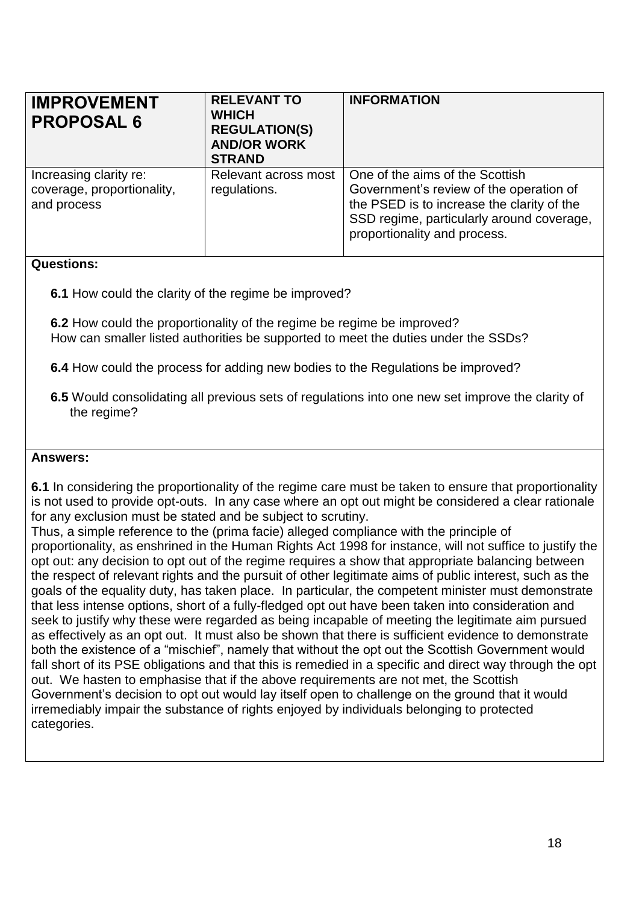| **IMPROVEMENT PROPOSAL 6** | **RELEVANT TO WHICH REGULATION(S) AND/OR WORK STRAND** | **INFORMATION** |
|---|---|---|
| Increasing clarity re: coverage, proportionality, and process | Relevant across most regulations. | One of the aims of the Scottish Government's review of the operation of the PSED is to increase the clarity of the SSD regime, particularly around coverage, proportionality and process. |

**Questions:**

**6.1** How could the clarity of the regime be improved?

**6.2** How could the proportionality of the regime be regime be improved?
How can smaller listed authorities be supported to meet the duties under the SSDs?

**6.4** How could the process for adding new bodies to the Regulations be improved?

**6.5** Would consolidating all previous sets of regulations into one new set improve the clarity of the regime?

**Answers:**

**6.1** In considering the proportionality of the regime care must be taken to ensure that proportionality is not used to provide opt-outs. In any case where an opt out might be considered a clear rationale for any exclusion must be stated and be subject to scrutiny.
Thus, a simple reference to the (prima facie) alleged compliance with the principle of proportionality, as enshrined in the Human Rights Act 1998 for instance, will not suffice to justify the opt out: any decision to opt out of the regime requires a show that appropriate balancing between the respect of relevant rights and the pursuit of other legitimate aims of public interest, such as the goals of the equality duty, has taken place. In particular, the competent minister must demonstrate that less intense options, short of a fully-fledged opt out have been taken into consideration and seek to justify why these were regarded as being incapable of meeting the legitimate aim pursued as effectively as an opt out. It must also be shown that there is sufficient evidence to demonstrate both the existence of a "mischief", namely that without the opt out the Scottish Government would fall short of its PSE obligations and that this is remedied in a specific and direct way through the opt out. We hasten to emphasise that if the above requirements are not met, the Scottish Government's decision to opt out would lay itself open to challenge on the ground that it would irremediably impair the substance of rights enjoyed by individuals belonging to protected categories.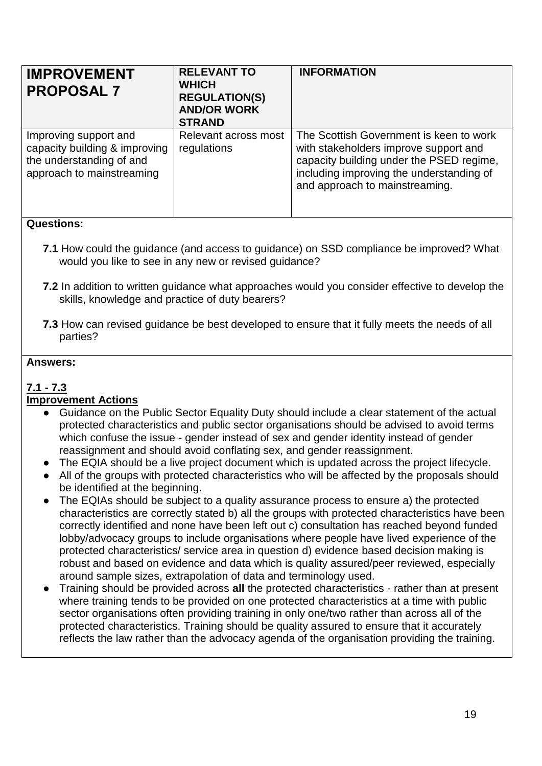| IMPROVEMENT PROPOSAL 7 | RELEVANT TO WHICH REGULATION(S) AND/OR WORK STRAND | INFORMATION |
| --- | --- | --- |
| Improving support and capacity building & improving the understanding of and approach to mainstreaming | Relevant across most regulations | The Scottish Government is keen to work with stakeholders improve support and capacity building under the PSED regime, including improving the understanding of and approach to mainstreaming. |

**Questions:**

**7.1** How could the guidance (and access to guidance) on SSD compliance be improved? What would you like to see in any new or revised guidance?

**7.2** In addition to written guidance what approaches would you consider effective to develop the skills, knowledge and practice of duty bearers?

**7.3** How can revised guidance be best developed to ensure that it fully meets the needs of all parties?

**Answers:**

**7.1 - 7.3**

**Improvement Actions**

- Guidance on the Public Sector Equality Duty should include a clear statement of the actual protected characteristics and public sector organisations should be advised to avoid terms which confuse the issue - gender instead of sex and gender identity instead of gender reassignment and should avoid conflating sex, and gender reassignment.
- The EQIA should be a live project document which is updated across the project lifecycle.
- All of the groups with protected characteristics who will be affected by the proposals should be identified at the beginning.
- The EQIAs should be subject to a quality assurance process to ensure a) the protected characteristics are correctly stated b) all the groups with protected characteristics have been correctly identified and none have been left out c) consultation has reached beyond funded lobby/advocacy groups to include organisations where people have lived experience of the protected characteristics/ service area in question d) evidence based decision making is robust and based on evidence and data which is quality assured/peer reviewed, especially around sample sizes, extrapolation of data and terminology used.
- Training should be provided across **all** the protected characteristics - rather than at present where training tends to be provided on one protected characteristics at a time with public sector organisations often providing training in only one/two rather than across all of the protected characteristics. Training should be quality assured to ensure that it accurately reflects the law rather than the advocacy agenda of the organisation providing the training.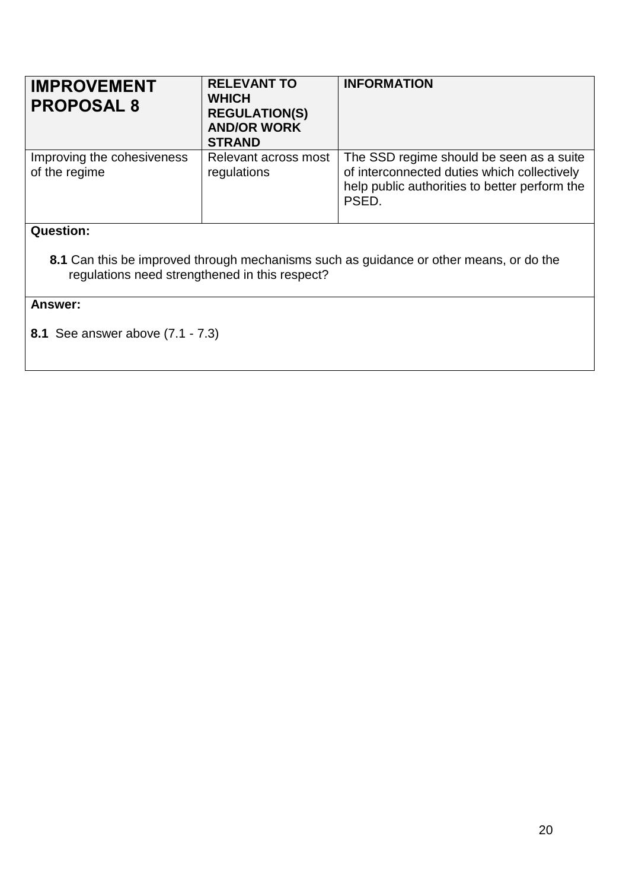| **IMPROVEMENT PROPOSAL 8** | **RELEVANT TO WHICH REGULATION(S) AND/OR WORK STRAND** | **INFORMATION** |
| --- | --- | --- |
| Improving the cohesiveness of the regime | Relevant across most regulations | The SSD regime should be seen as a suite of interconnected duties which collectively help public authorities to better perform the PSED. |

**Question:**

**8.1** Can this be improved through mechanisms such as guidance or other means, or do the regulations need strengthened in this respect?

**Answer:**

**8.1** See answer above (7.1 - 7.3)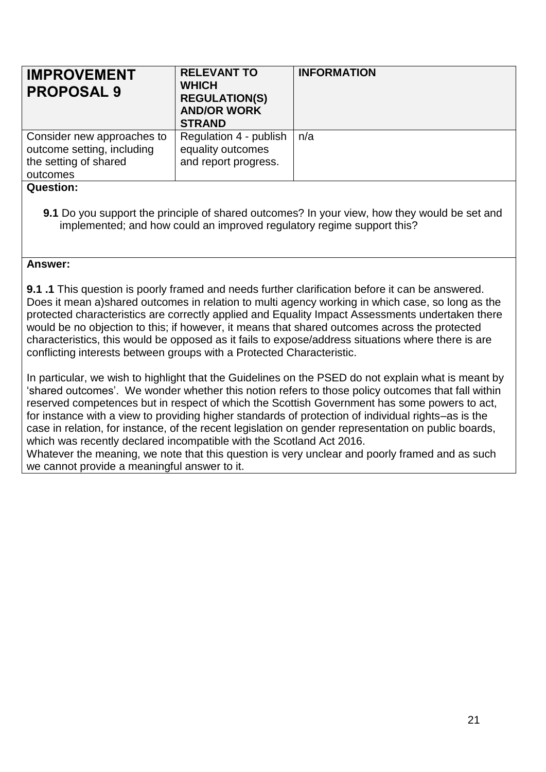| **IMPROVEMENT PROPOSAL 9** | **RELEVANT TO WHICH REGULATION(S) AND/OR WORK STRAND** | **INFORMATION** |
|---|---|---|
| Consider new approaches to outcome setting, including the setting of shared outcomes | Regulation 4 - publish equality outcomes and report progress. | n/a |

**Question:**

**9.1** Do you support the principle of shared outcomes? In your view, how they would be set and implemented; and how could an improved regulatory regime support this?

**Answer:**

**9.1 .1** This question is poorly framed and needs further clarification before it can be answered. Does it mean a)shared outcomes in relation to multi agency working in which case, so long as the protected characteristics are correctly applied and Equality Impact Assessments undertaken there would be no objection to this; if however, it means that shared outcomes across the protected characteristics, this would be opposed as it fails to expose/address situations where there is are conflicting interests between groups with a Protected Characteristic.

In particular, we wish to highlight that the Guidelines on the PSED do not explain what is meant by 'shared outcomes'. We wonder whether this notion refers to those policy outcomes that fall within reserved competences but in respect of which the Scottish Government has some powers to act, for instance with a view to providing higher standards of protection of individual rights–as is the case in relation, for instance, of the recent legislation on gender representation on public boards, which was recently declared incompatible with the Scotland Act 2016.
Whatever the meaning, we note that this question is very unclear and poorly framed and as such we cannot provide a meaningful answer to it.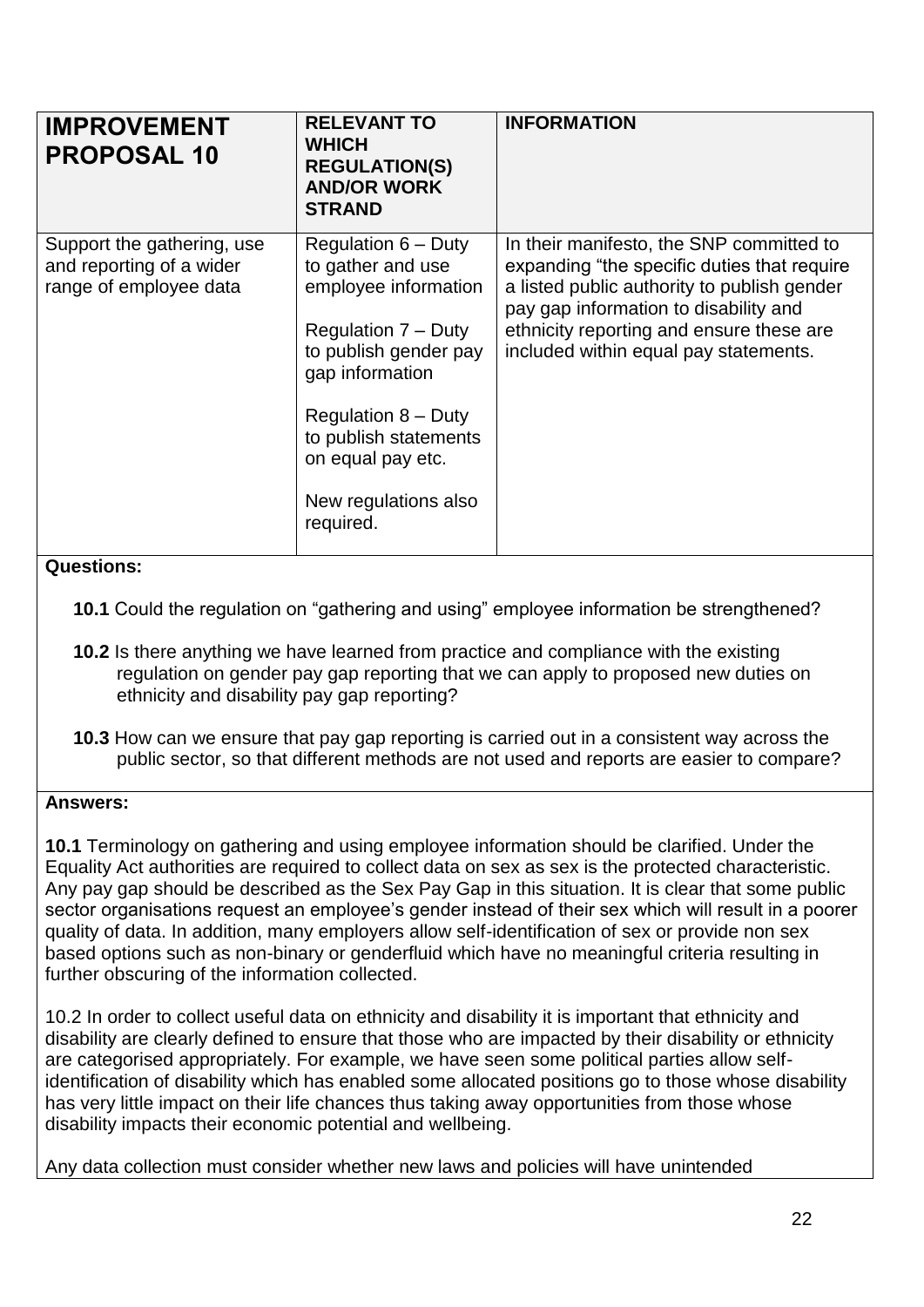| IMPROVEMENT PROPOSAL 10 | RELEVANT TO WHICH REGULATION(S) AND/OR WORK STRAND | INFORMATION |
|---|---|---|
| Support the gathering, use and reporting of a wider range of employee data | Regulation 6 – Duty to gather and use employee information<br><br>Regulation 7 – Duty to publish gender pay gap information<br><br>Regulation 8 – Duty to publish statements on equal pay etc.<br><br>New regulations also required. | In their manifesto, the SNP committed to expanding "the specific duties that require a listed public authority to publish gender pay gap information to disability and ethnicity reporting and ensure these are included within equal pay statements. |

**Questions:**

**10.1** Could the regulation on "gathering and using" employee information be strengthened?

**10.2** Is there anything we have learned from practice and compliance with the existing regulation on gender pay gap reporting that we can apply to proposed new duties on ethnicity and disability pay gap reporting?

**10.3** How can we ensure that pay gap reporting is carried out in a consistent way across the public sector, so that different methods are not used and reports are easier to compare?

**Answers:**

**10.1** Terminology on gathering and using employee information should be clarified. Under the Equality Act authorities are required to collect data on sex as sex is the protected characteristic. Any pay gap should be described as the Sex Pay Gap in this situation. It is clear that some public sector organisations request an employee's gender instead of their sex which will result in a poorer quality of data. In addition, many employers allow self-identification of sex or provide non sex based options such as non-binary or genderfluid which have no meaningful criteria resulting in further obscuring of the information collected.

10.2 In order to collect useful data on ethnicity and disability it is important that ethnicity and disability are clearly defined to ensure that those who are impacted by their disability or ethnicity are categorised appropriately. For example, we have seen some political parties allow self-identification of disability which has enabled some allocated positions go to those whose disability has very little impact on their life chances thus taking away opportunities from those whose disability impacts their economic potential and wellbeing.

Any data collection must consider whether new laws and policies will have unintended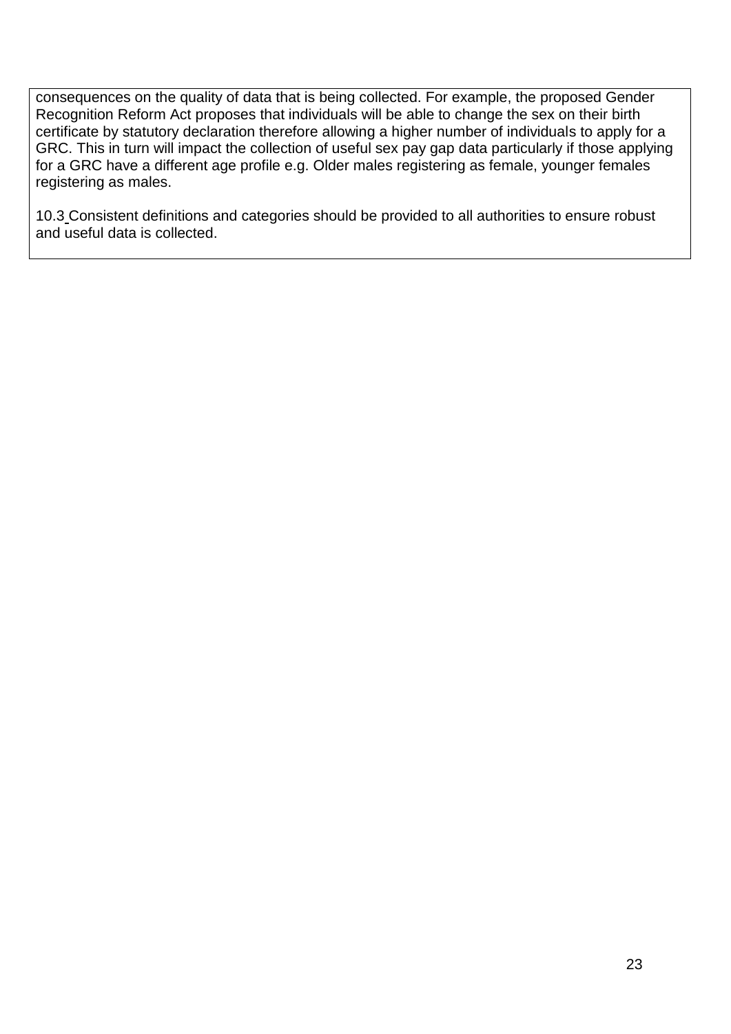consequences on the quality of data that is being collected. For example, the proposed Gender Recognition Reform Act proposes that individuals will be able to change the sex on their birth certificate by statutory declaration therefore allowing a higher number of individuals to apply for a GRC. This in turn will impact the collection of useful sex pay gap data particularly if those applying for a GRC have a different age profile e.g. Older males registering as female, younger females registering as males.

10.3 Consistent definitions and categories should be provided to all authorities to ensure robust and useful data is collected.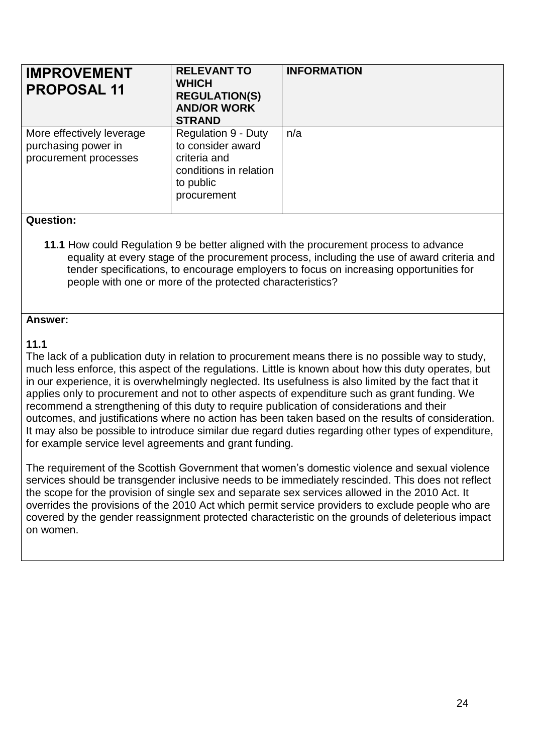| **IMPROVEMENT PROPOSAL 11** | **RELEVANT TO WHICH REGULATION(S) AND/OR WORK STRAND** | **INFORMATION** |
|---|---|---|
| More effectively leverage purchasing power in procurement processes | Regulation 9 - Duty to consider award criteria and conditions in relation to public procurement | n/a |

**Question:**

**11.1** How could Regulation 9 be better aligned with the procurement process to advance equality at every stage of the procurement process, including the use of award criteria and tender specifications, to encourage employers to focus on increasing opportunities for people with one or more of the protected characteristics?

**Answer:**

**11.1**
The lack of a publication duty in relation to procurement means there is no possible way to study, much less enforce, this aspect of the regulations. Little is known about how this duty operates, but in our experience, it is overwhelmingly neglected. Its usefulness is also limited by the fact that it applies only to procurement and not to other aspects of expenditure such as grant funding. We recommend a strengthening of this duty to require publication of considerations and their outcomes, and justifications where no action has been taken based on the results of consideration. It may also be possible to introduce similar due regard duties regarding other types of expenditure, for example service level agreements and grant funding.

The requirement of the Scottish Government that women's domestic violence and sexual violence services should be transgender inclusive needs to be immediately rescinded. This does not reflect the scope for the provision of single sex and separate sex services allowed in the 2010 Act. It overrides the provisions of the 2010 Act which permit service providers to exclude people who are covered by the gender reassignment protected characteristic on the grounds of deleterious impact on women.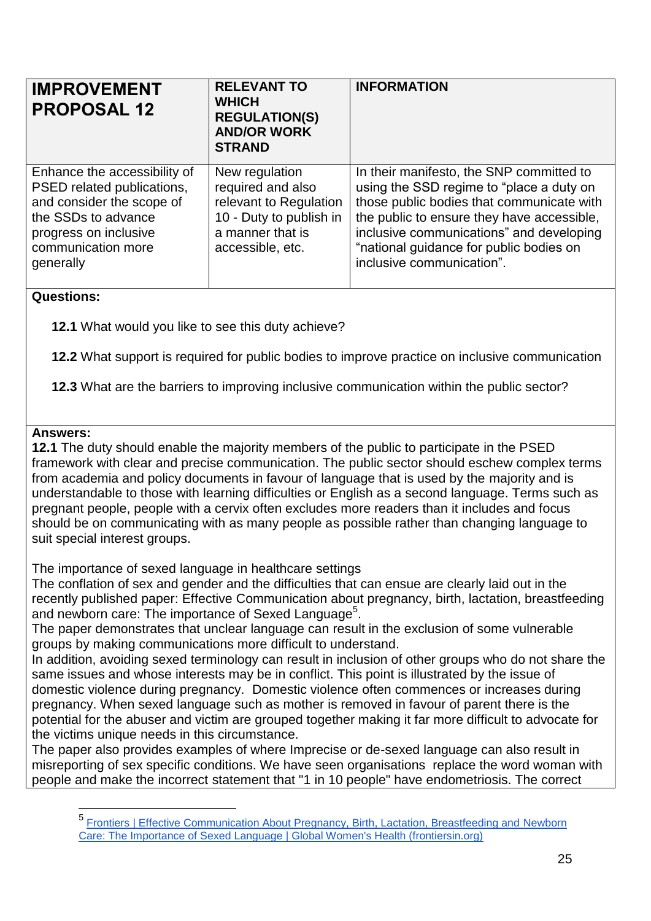| IMPROVEMENT PROPOSAL 12 | RELEVANT TO WHICH REGULATION(S) AND/OR WORK STRAND | INFORMATION |
|---|---|---|
| Enhance the accessibility of PSED related publications, and consider the scope of the SSDs to advance progress on inclusive communication more generally | New regulation required and also relevant to Regulation 10 - Duty to publish in a manner that is accessible, etc. | In their manifesto, the SNP committed to using the SSD regime to "place a duty on those public bodies that communicate with the public to ensure they have accessible, inclusive communications" and developing "national guidance for public bodies on inclusive communication". |

**Questions:**

**12.1** What would you like to see this duty achieve?

**12.2** What support is required for public bodies to improve practice on inclusive communication

**12.3** What are the barriers to improving inclusive communication within the public sector?

**Answers:**

**12.1** The duty should enable the majority members of the public to participate in the PSED framework with clear and precise communication. The public sector should eschew complex terms from academia and policy documents in favour of language that is used by the majority and is understandable to those with learning difficulties or English as a second language. Terms such as pregnant people, people with a cervix often excludes more readers than it includes and focus should be on communicating with as many people as possible rather than changing language to suit special interest groups.

The importance of sexed language in healthcare settings

The conflation of sex and gender and the difficulties that can ensue are clearly laid out in the recently published paper: Effective Communication about pregnancy, birth, lactation, breastfeeding and newborn care: The importance of Sexed Language[5].

The paper demonstrates that unclear language can result in the exclusion of some vulnerable groups by making communications more difficult to understand.

In addition, avoiding sexed terminology can result in inclusion of other groups who do not share the same issues and whose interests may be in conflict. This point is illustrated by the issue of domestic violence during pregnancy. Domestic violence often commences or increases during pregnancy. When sexed language such as mother is removed in favour of parent there is the potential for the abuser and victim are grouped together making it far more difficult to advocate for the victims unique needs in this circumstance.

The paper also provides examples of where Imprecise or de-sexed language can also result in misreporting of sex specific conditions. We have seen organisations replace the word woman with people and make the incorrect statement that "1 in 10 people" have endometriosis. The correct

[5] Frontiers | Effective Communication About Pregnancy, Birth, Lactation, Breastfeeding and Newborn Care: The Importance of Sexed Language | Global Women's Health (frontiersin.org)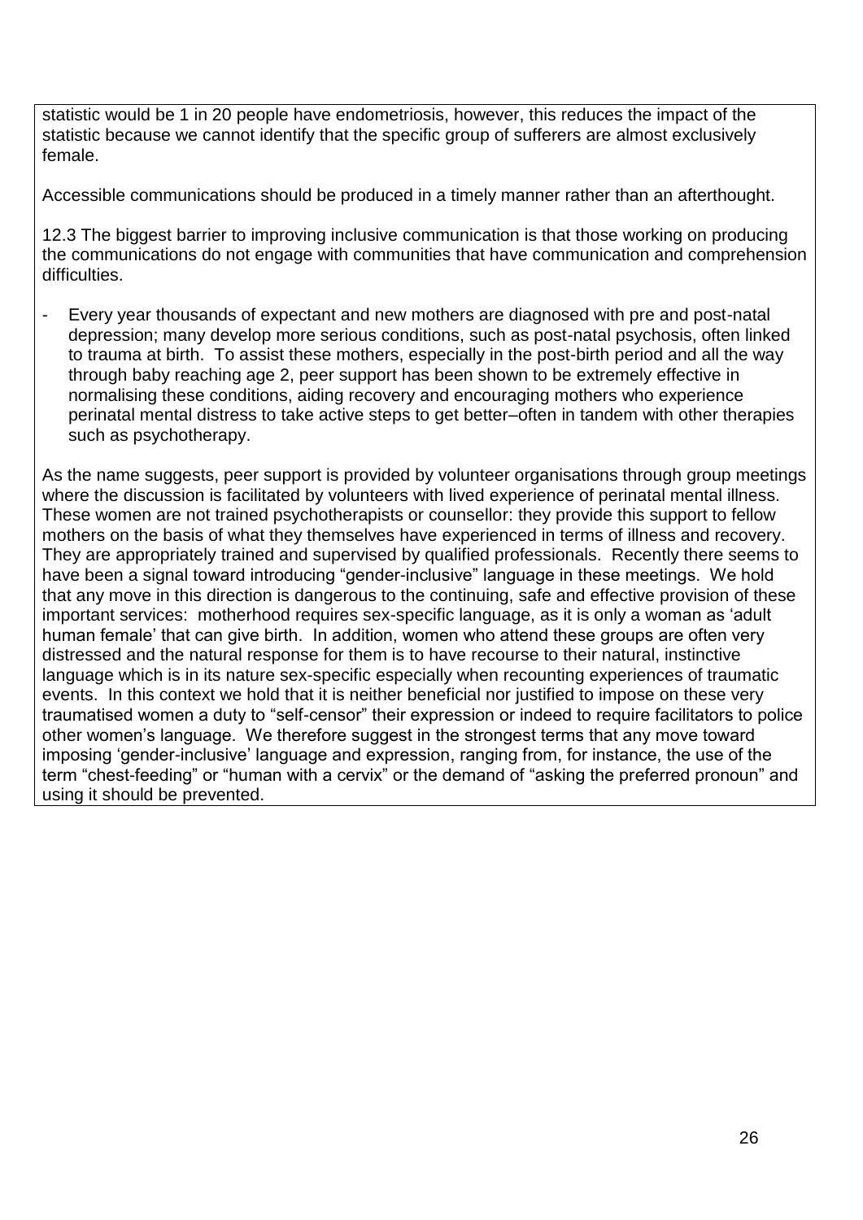statistic would be 1 in 20 people have endometriosis, however, this reduces the impact of the statistic because we cannot identify that the specific group of sufferers are almost exclusively female.

Accessible communications should be produced in a timely manner rather than an afterthought.

12.3 The biggest barrier to improving inclusive communication is that those working on producing the communications do not engage with communities that have communication and comprehension difficulties.

- Every year thousands of expectant and new mothers are diagnosed with pre and post-natal depression; many develop more serious conditions, such as post-natal psychosis, often linked to trauma at birth. To assist these mothers, especially in the post-birth period and all the way through baby reaching age 2, peer support has been shown to be extremely effective in normalising these conditions, aiding recovery and encouraging mothers who experience perinatal mental distress to take active steps to get better–often in tandem with other therapies such as psychotherapy.

As the name suggests, peer support is provided by volunteer organisations through group meetings where the discussion is facilitated by volunteers with lived experience of perinatal mental illness. These women are not trained psychotherapists or counsellor: they provide this support to fellow mothers on the basis of what they themselves have experienced in terms of illness and recovery. They are appropriately trained and supervised by qualified professionals. Recently there seems to have been a signal toward introducing "gender-inclusive" language in these meetings. We hold that any move in this direction is dangerous to the continuing, safe and effective provision of these important services: motherhood requires sex-specific language, as it is only a woman as 'adult human female' that can give birth. In addition, women who attend these groups are often very distressed and the natural response for them is to have recourse to their natural, instinctive language which is in its nature sex-specific especially when recounting experiences of traumatic events. In this context we hold that it is neither beneficial nor justified to impose on these very traumatised women a duty to "self-censor" their expression or indeed to require facilitators to police other women's language. We therefore suggest in the strongest terms that any move toward imposing 'gender-inclusive' language and expression, ranging from, for instance, the use of the term "chest-feeding" or "human with a cervix" or the demand of "asking the preferred pronoun" and using it should be prevented.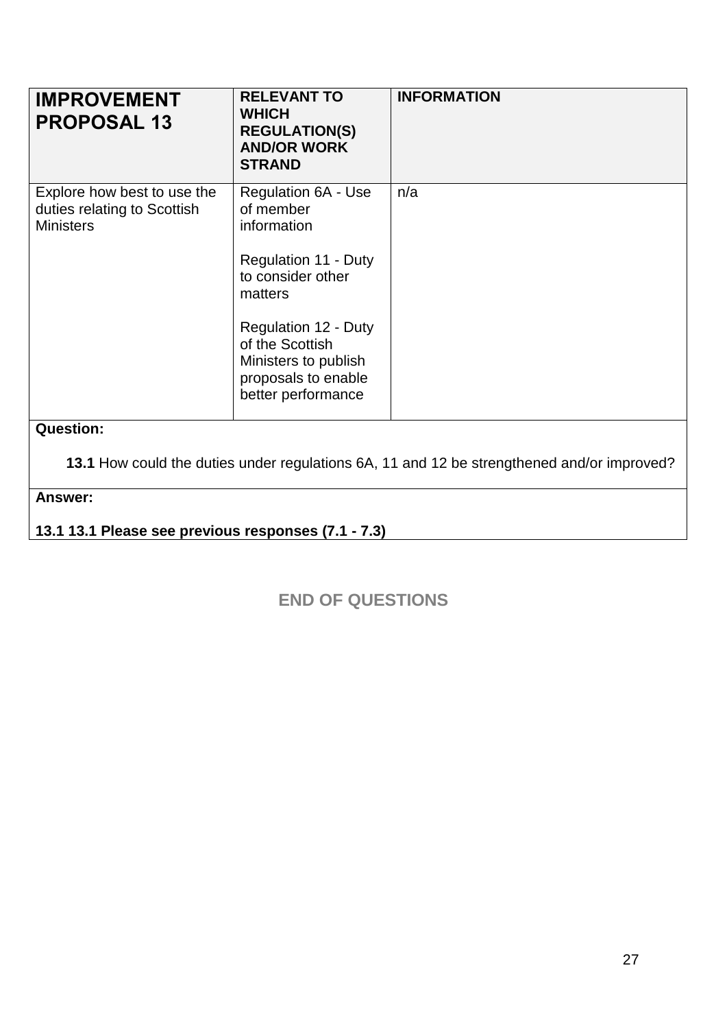| IMPROVEMENT PROPOSAL 13 | RELEVANT TO WHICH REGULATION(S) AND/OR WORK STRAND | INFORMATION |
|---|---|---|
| Explore how best to use the duties relating to Scottish Ministers | Regulation 6A - Use of member information<br><br>Regulation 11 - Duty to consider other matters<br><br>Regulation 12 - Duty of the Scottish Ministers to publish proposals to enable better performance | n/a |

**Question:**

**13.1** How could the duties under regulations 6A, 11 and 12 be strengthened and/or improved?

**Answer:**

**13.1 13.1 Please see previous responses (7.1 - 7.3)**

**END OF QUESTIONS**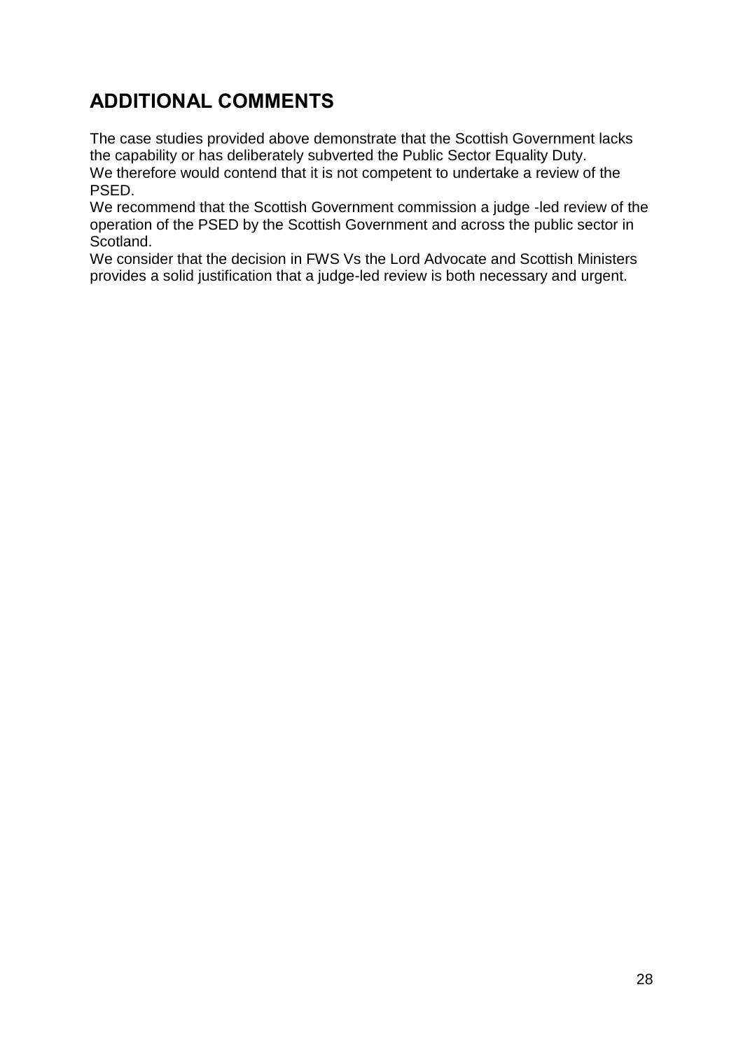## ADDITIONAL COMMENTS

The case studies provided above demonstrate that the Scottish Government lacks the capability or has deliberately subverted the Public Sector Equality Duty.
We therefore would contend that it is not competent to undertake a review of the PSED.
We recommend that the Scottish Government commission a judge -led review of the operation of the PSED by the Scottish Government and across the public sector in Scotland.
We consider that the decision in FWS Vs the Lord Advocate and Scottish Ministers provides a solid justification that a judge-led review is both necessary and urgent.